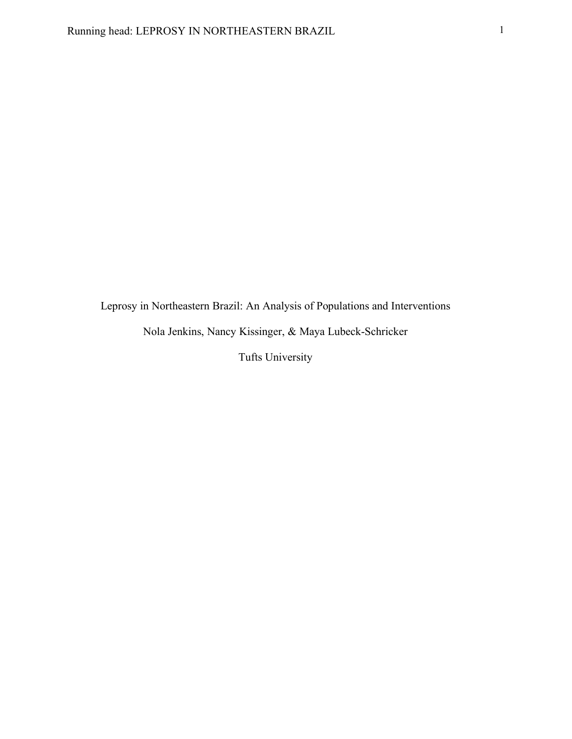# Leprosy in Northeastern Brazil: An Analysis of Populations and Interventions

Nola Jenkins, Nancy Kissinger, & Maya Lubeck-Schricker

Tufts University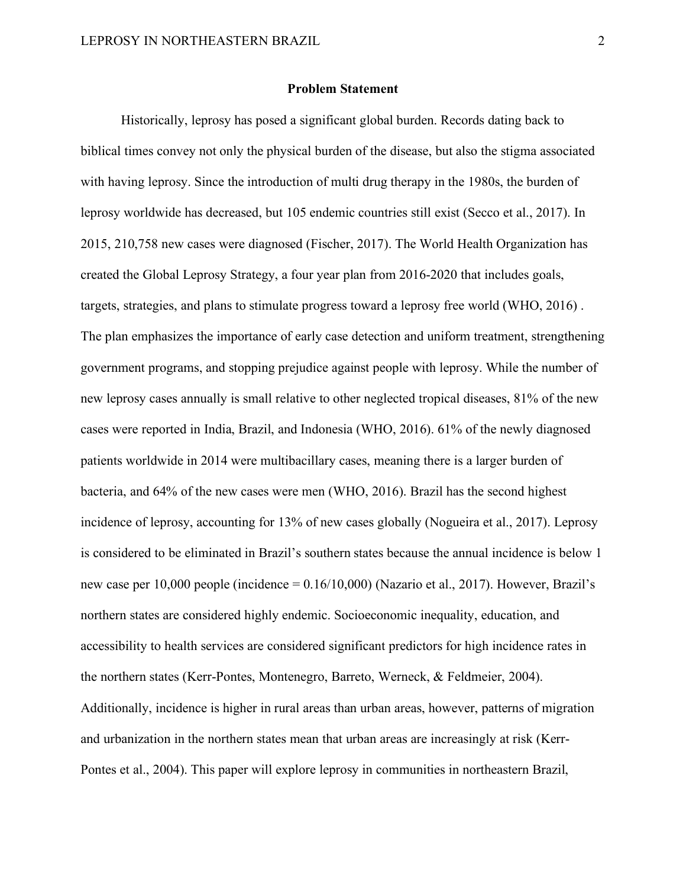## Problem Statement

Historically, leprosy has posed a significant global burden. Records dating back to biblical times convey not only the physical burden of the disease, but also the stigma associated with having leprosy. Since the introduction of multi drug therapy in the 1980s, the burden of leprosy worldwide has decreased, but 105 endemic countries still exist (Secco et al., 2017). In 2015, 210,758 new cases were diagnosed (Fischer, 2017). The World Health Organization has created the Global Leprosy Strategy, a four year plan from 2016-2020 that includes goals, targets, strategies, and plans to stimulate progress toward a leprosy free world (WHO, 2016) . The plan emphasizes the importance of early case detection and uniform treatment, strengthening government programs, and stopping prejudice against people with leprosy. While the number of new leprosy cases annually is small relative to other neglected tropical diseases, 81% of the new cases were reported in India, Brazil, and Indonesia (WHO, 2016). 61% of the newly diagnosed patients worldwide in 2014 were multibacillary cases, meaning there is a larger burden of bacteria, and 64% of the new cases were men (WHO, 2016). Brazil has the second highest incidence of leprosy, accounting for 13% of new cases globally (Nogueira et al., 2017). Leprosy is considered to be eliminated in Brazil's southern states because the annual incidence is below 1 new case per 10,000 people (incidence = 0.16/10,000) (Nazario et al., 2017). However, Brazil's northern states are considered highly endemic. Socioeconomic inequality, education, and accessibility to health services are considered significant predictors for high incidence rates in the northern states (Kerr-Pontes, Montenegro, Barreto, Werneck, & Feldmeier, 2004). Additionally, incidence is higher in rural areas than urban areas, however, patterns of migration and urbanization in the northern states mean that urban areas are increasingly at risk (Kerr-Pontes et al., 2004). This paper will explore leprosy in communities in northeastern Brazil,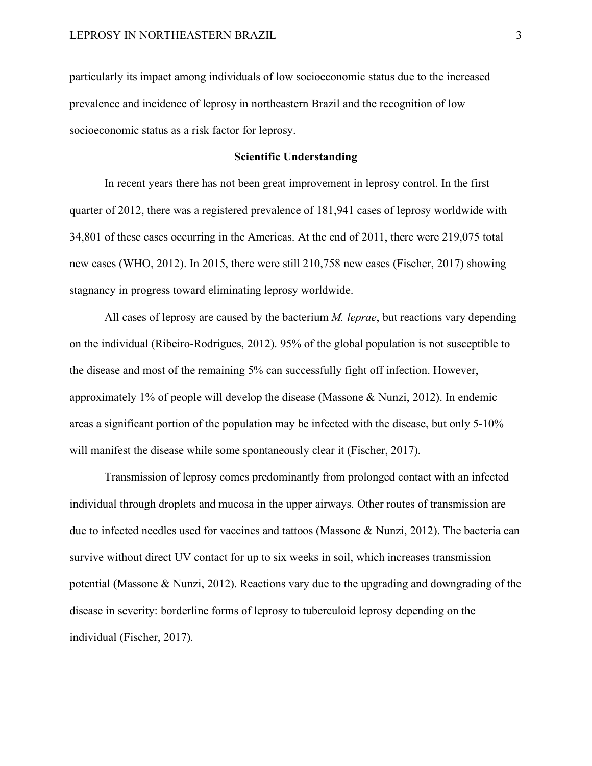particularly its impact among individuals of low socioeconomic status due to the increased prevalence and incidence of leprosy in northeastern Brazil and the recognition of low socioeconomic status as a risk factor for leprosy.

## Scientific Understanding

In recent years there has not been great improvement in leprosy control. In the first quarter of 2012, there was a registered prevalence of 181,941 cases of leprosy worldwide with 34,801 of these cases occurring in the Americas. At the end of 2011, there were 219,075 total new cases (WHO, 2012). In 2015, there were still 210,758 new cases (Fischer, 2017) showing stagnancy in progress toward eliminating leprosy worldwide.

All cases of leprosy are caused by the bacterium *M. leprae*, but reactions vary depending on the individual (Ribeiro-Rodrigues, 2012). 95% of the global population is not susceptible to the disease and most of the remaining 5% can successfully fight off infection. However, approximately 1% of people will develop the disease (Massone & Nunzi, 2012). In endemic areas a significant portion of the population may be infected with the disease, but only 5-10% will manifest the disease while some spontaneously clear it (Fischer, 2017).

Transmission of leprosy comes predominantly from prolonged contact with an infected individual through droplets and mucosa in the upper airways. Other routes of transmission are due to infected needles used for vaccines and tattoos (Massone & Nunzi, 2012). The bacteria can survive without direct UV contact for up to six weeks in soil, which increases transmission potential (Massone & Nunzi, 2012). Reactions vary due to the upgrading and downgrading of the disease in severity: borderline forms of leprosy to tuberculoid leprosy depending on the individual (Fischer, 2017).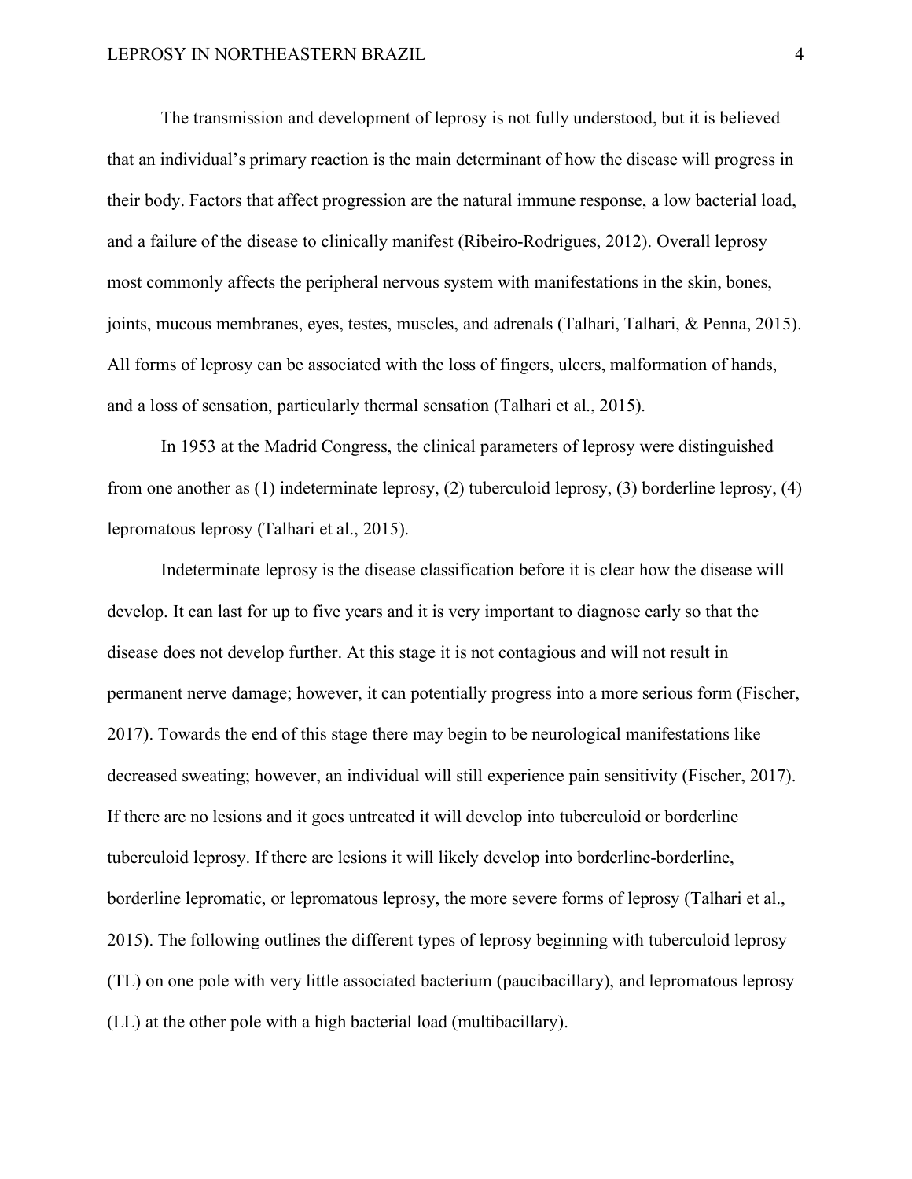The transmission and development of leprosy is not fully understood, but it is believed that an individual's primary reaction is the main determinant of how the disease will progress in their body. Factors that affect progression are the natural immune response, a low bacterial load, and a failure of the disease to clinically manifest (Ribeiro-Rodrigues, 2012). Overall leprosy most commonly affects the peripheral nervous system with manifestations in the skin, bones, joints, mucous membranes, eyes, testes, muscles, and adrenals (Talhari, Talhari, & Penna, 2015). All forms of leprosy can be associated with the loss of fingers, ulcers, malformation of hands, and a loss of sensation, particularly thermal sensation (Talhari et al., 2015).

In 1953 at the Madrid Congress, the clinical parameters of leprosy were distinguished from one another as (1) indeterminate leprosy, (2) tuberculoid leprosy, (3) borderline leprosy, (4) lepromatous leprosy (Talhari et al., 2015).

Indeterminate leprosy is the disease classification before it is clear how the disease will develop. It can last for up to five years and it is very important to diagnose early so that the disease does not develop further. At this stage it is not contagious and will not result in permanent nerve damage; however, it can potentially progress into a more serious form (Fischer, 2017). Towards the end of this stage there may begin to be neurological manifestations like decreased sweating; however, an individual will still experience pain sensitivity (Fischer, 2017). If there are no lesions and it goes untreated it will develop into tuberculoid or borderline tuberculoid leprosy. If there are lesions it will likely develop into borderline-borderline, borderline lepromatic, or lepromatous leprosy, the more severe forms of leprosy (Talhari et al., 2015). The following outlines the different types of leprosy beginning with tuberculoid leprosy (TL) on one pole with very little associated bacterium (paucibacillary), and lepromatous leprosy (LL) at the other pole with a high bacterial load (multibacillary).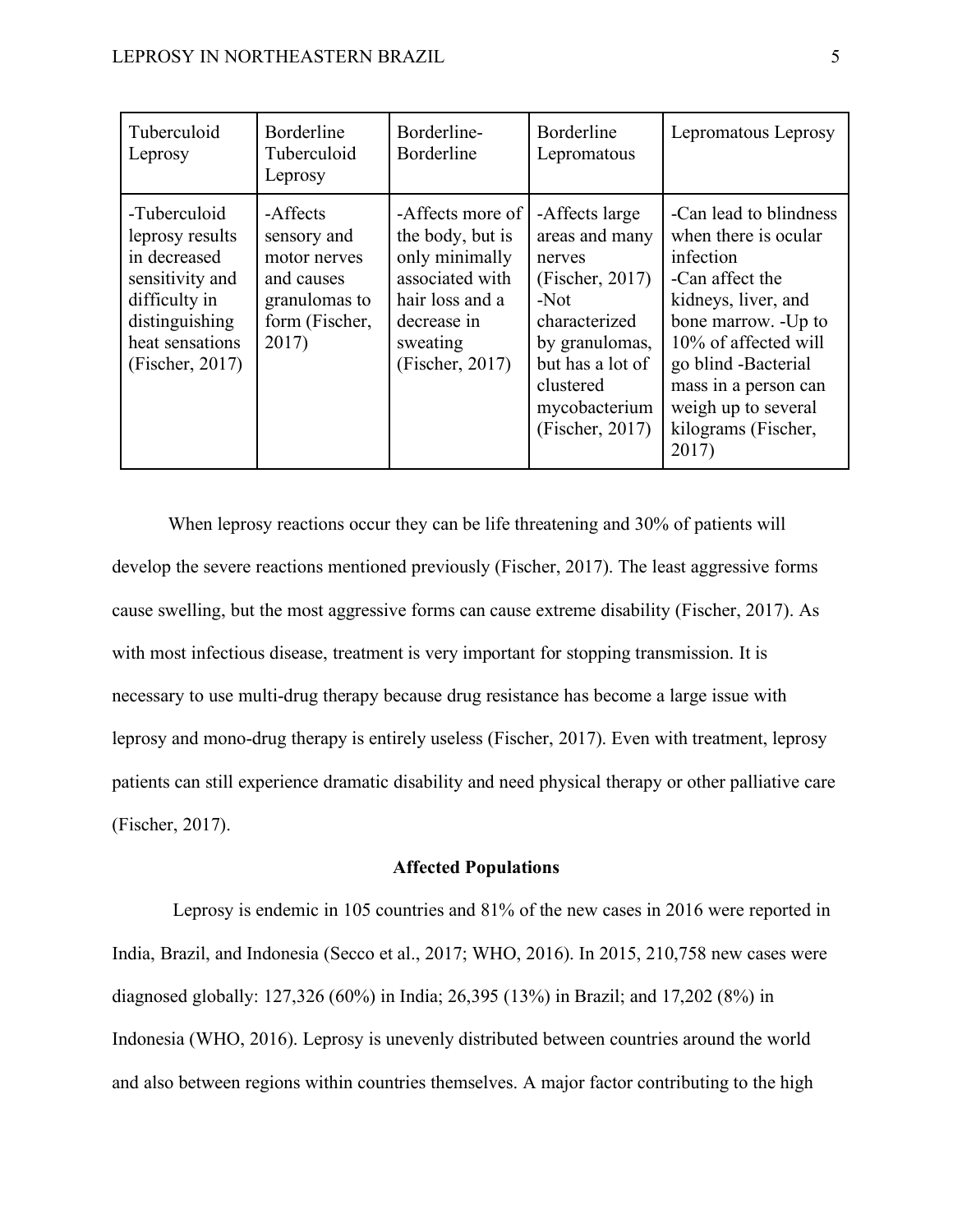| Tuberculoid Leprosy | Borderline Tuberculoid Leprosy | Borderline-Borderline | Borderline Lepromatous | Lepromatous Leprosy |
|---|---|---|---|---|
| -Tuberculoid leprosy results in decreased sensitivity and difficulty in distinguishing heat sensations (Fischer, 2017) | -Affects sensory and motor nerves and causes granulomas to form (Fischer, 2017) | -Affects more of the body, but is only minimally associated with hair loss and a decrease in sweating (Fischer, 2017) | -Affects large areas and many nerves (Fischer, 2017) -Not characterized by granulomas, but has a lot of clustered mycobacterium (Fischer, 2017) | -Can lead to blindness when there is ocular infection -Can affect the kidneys, liver, and bone marrow. -Up to 10% of affected will go blind -Bacterial mass in a person can weigh up to several kilograms (Fischer, 2017) |

When leprosy reactions occur they can be life threatening and 30% of patients will develop the severe reactions mentioned previously (Fischer, 2017). The least aggressive forms cause swelling, but the most aggressive forms can cause extreme disability (Fischer, 2017). As with most infectious disease, treatment is very important for stopping transmission. It is necessary to use multi-drug therapy because drug resistance has become a large issue with leprosy and mono-drug therapy is entirely useless (Fischer, 2017). Even with treatment, leprosy patients can still experience dramatic disability and need physical therapy or other palliative care (Fischer, 2017).

## Affected Populations

Leprosy is endemic in 105 countries and 81% of the new cases in 2016 were reported in India, Brazil, and Indonesia (Secco et al., 2017; WHO, 2016). In 2015, 210,758 new cases were diagnosed globally: 127,326 (60%) in India; 26,395 (13%) in Brazil; and 17,202 (8%) in Indonesia (WHO, 2016). Leprosy is unevenly distributed between countries around the world and also between regions within countries themselves. A major factor contributing to the high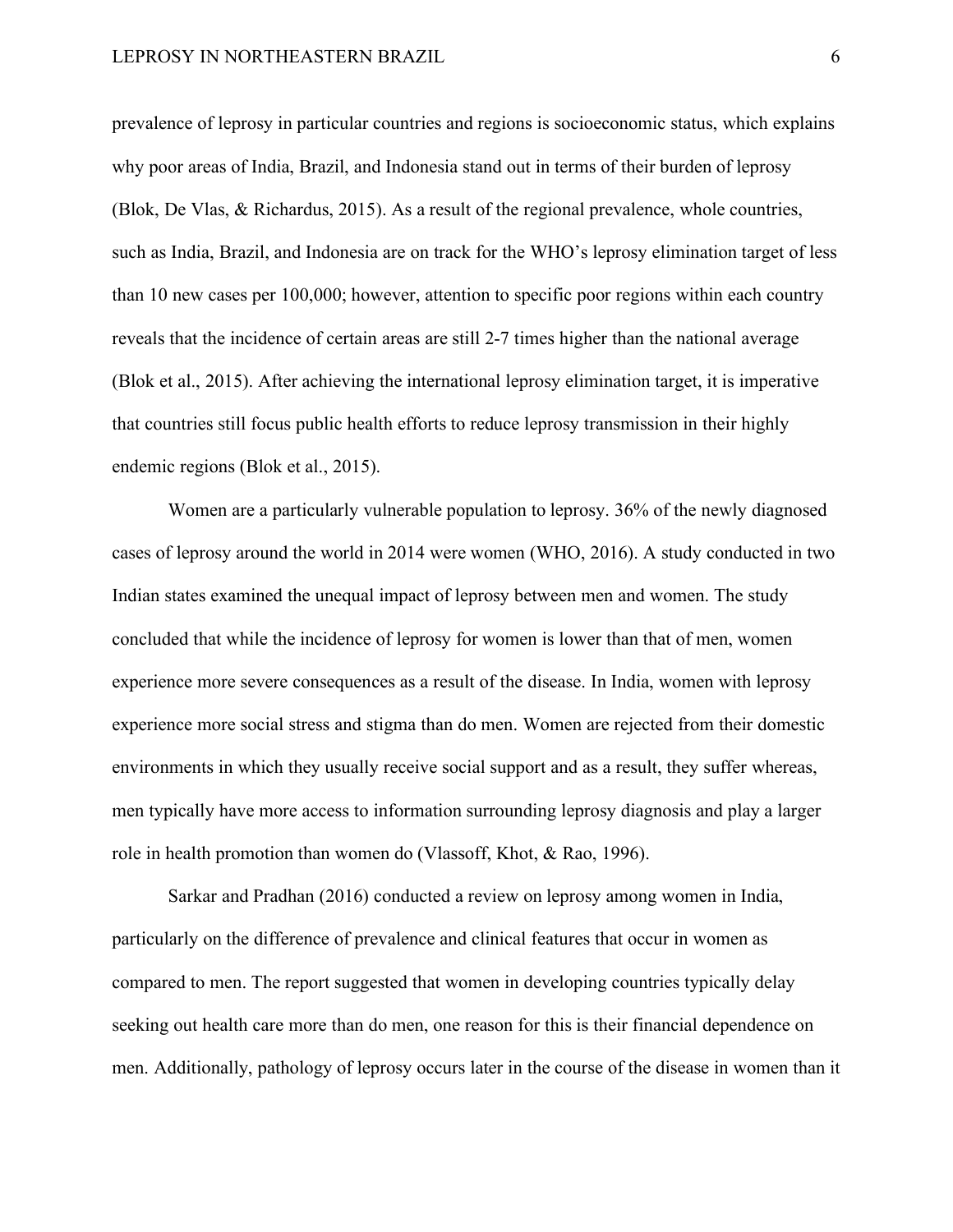prevalence of leprosy in particular countries and regions is socioeconomic status, which explains why poor areas of India, Brazil, and Indonesia stand out in terms of their burden of leprosy (Blok, De Vlas, & Richardus, 2015). As a result of the regional prevalence, whole countries, such as India, Brazil, and Indonesia are on track for the WHO's leprosy elimination target of less than 10 new cases per 100,000; however, attention to specific poor regions within each country reveals that the incidence of certain areas are still 2-7 times higher than the national average (Blok et al., 2015). After achieving the international leprosy elimination target, it is imperative that countries still focus public health efforts to reduce leprosy transmission in their highly endemic regions (Blok et al., 2015).

Women are a particularly vulnerable population to leprosy. 36% of the newly diagnosed cases of leprosy around the world in 2014 were women (WHO, 2016). A study conducted in two Indian states examined the unequal impact of leprosy between men and women. The study concluded that while the incidence of leprosy for women is lower than that of men, women experience more severe consequences as a result of the disease. In India, women with leprosy experience more social stress and stigma than do men. Women are rejected from their domestic environments in which they usually receive social support and as a result, they suffer whereas, men typically have more access to information surrounding leprosy diagnosis and play a larger role in health promotion than women do (Vlassoff, Khot, & Rao, 1996).

Sarkar and Pradhan (2016) conducted a review on leprosy among women in India, particularly on the difference of prevalence and clinical features that occur in women as compared to men. The report suggested that women in developing countries typically delay seeking out health care more than do men, one reason for this is their financial dependence on men. Additionally, pathology of leprosy occurs later in the course of the disease in women than it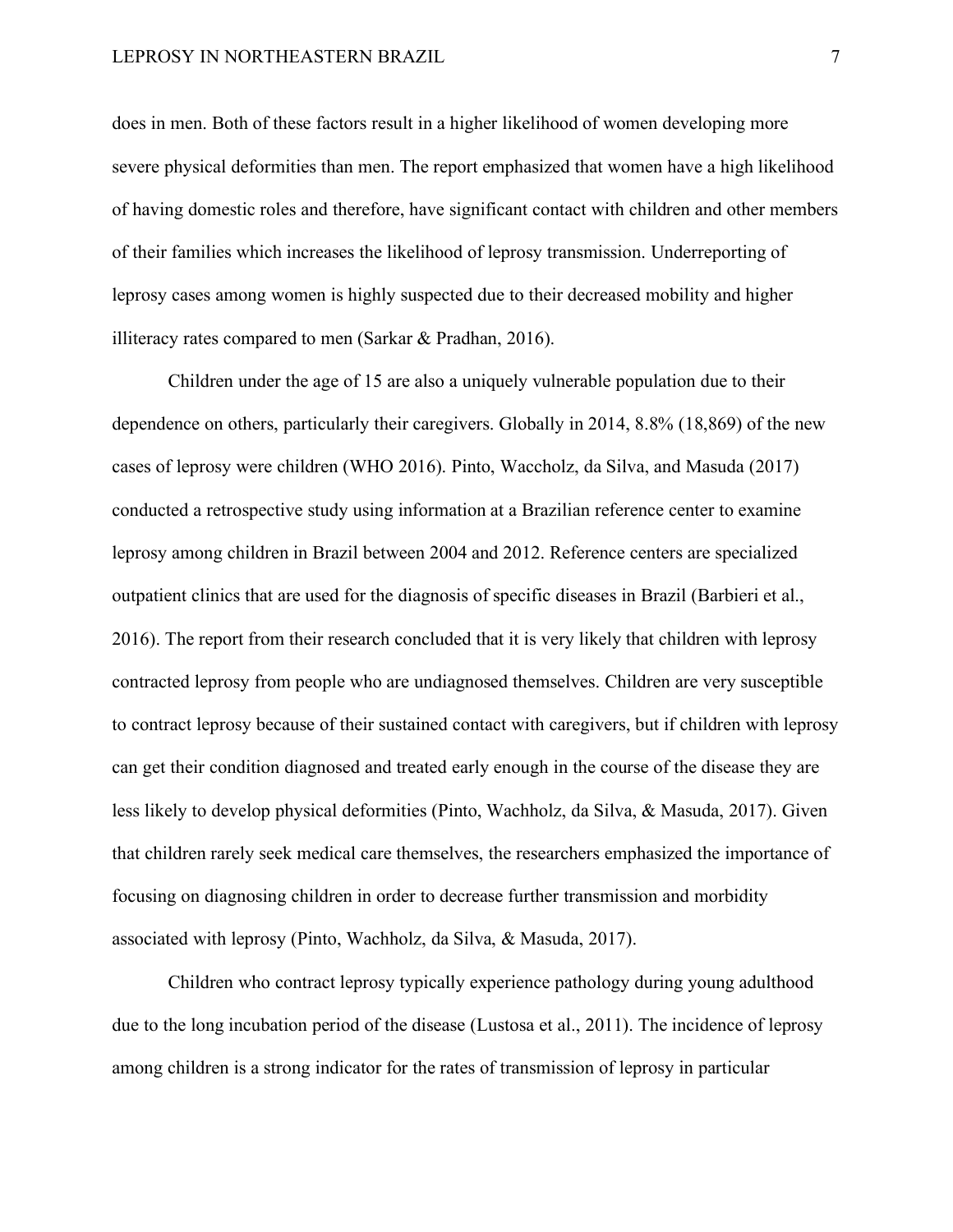does in men. Both of these factors result in a higher likelihood of women developing more severe physical deformities than men. The report emphasized that women have a high likelihood of having domestic roles and therefore, have significant contact with children and other members of their families which increases the likelihood of leprosy transmission. Underreporting of leprosy cases among women is highly suspected due to their decreased mobility and higher illiteracy rates compared to men (Sarkar & Pradhan, 2016).

Children under the age of 15 are also a uniquely vulnerable population due to their dependence on others, particularly their caregivers. Globally in 2014, 8.8% (18,869) of the new cases of leprosy were children (WHO 2016). Pinto, Waccholz, da Silva, and Masuda (2017) conducted a retrospective study using information at a Brazilian reference center to examine leprosy among children in Brazil between 2004 and 2012. Reference centers are specialized outpatient clinics that are used for the diagnosis of specific diseases in Brazil (Barbieri et al., 2016). The report from their research concluded that it is very likely that children with leprosy contracted leprosy from people who are undiagnosed themselves. Children are very susceptible to contract leprosy because of their sustained contact with caregivers, but if children with leprosy can get their condition diagnosed and treated early enough in the course of the disease they are less likely to develop physical deformities (Pinto, Wachholz, da Silva, & Masuda, 2017). Given that children rarely seek medical care themselves, the researchers emphasized the importance of focusing on diagnosing children in order to decrease further transmission and morbidity associated with leprosy (Pinto, Wachholz, da Silva, & Masuda, 2017).

Children who contract leprosy typically experience pathology during young adulthood due to the long incubation period of the disease (Lustosa et al., 2011). The incidence of leprosy among children is a strong indicator for the rates of transmission of leprosy in particular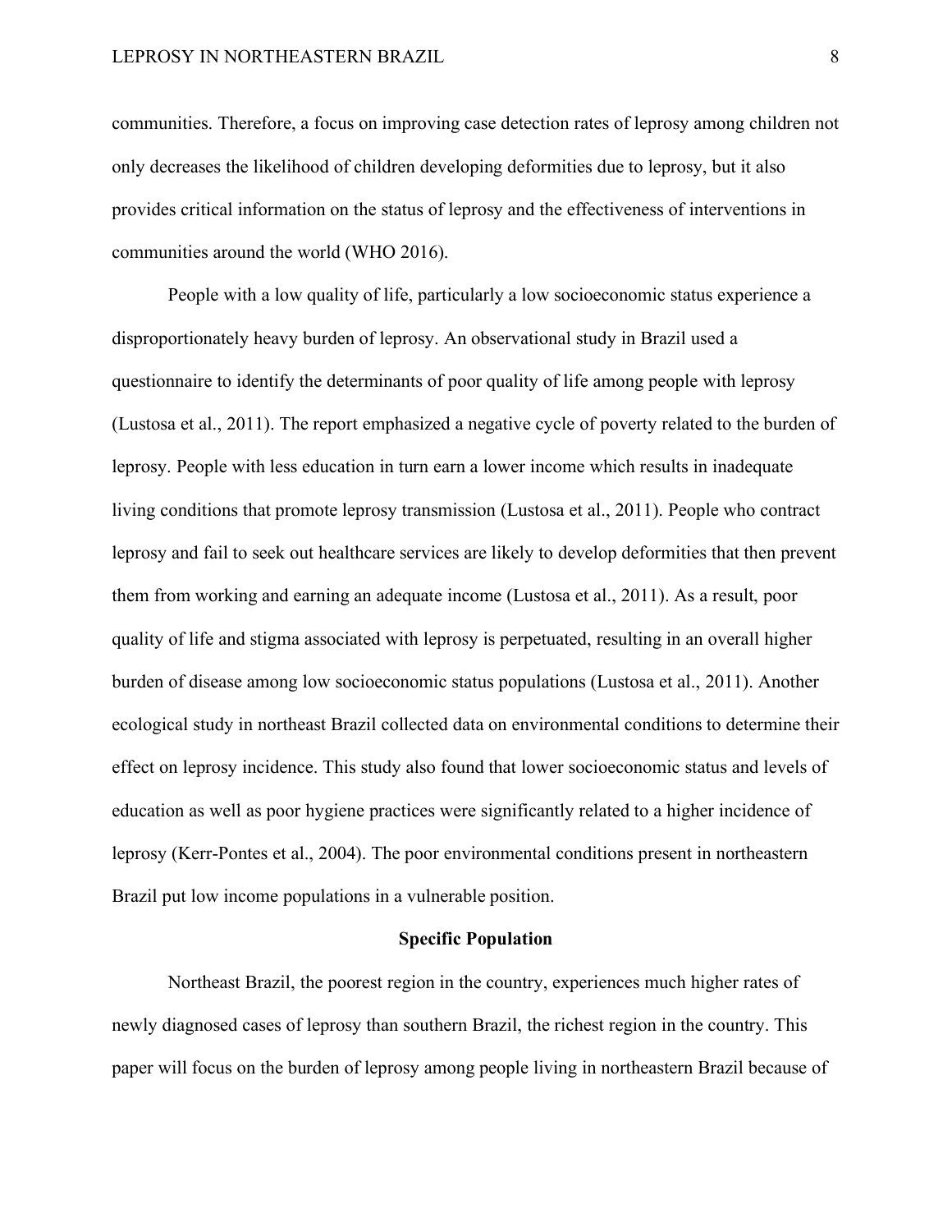communities. Therefore, a focus on improving case detection rates of leprosy among children not only decreases the likelihood of children developing deformities due to leprosy, but it also provides critical information on the status of leprosy and the effectiveness of interventions in communities around the world (WHO 2016).

People with a low quality of life, particularly a low socioeconomic status experience a disproportionately heavy burden of leprosy. An observational study in Brazil used a questionnaire to identify the determinants of poor quality of life among people with leprosy (Lustosa et al., 2011). The report emphasized a negative cycle of poverty related to the burden of leprosy. People with less education in turn earn a lower income which results in inadequate living conditions that promote leprosy transmission (Lustosa et al., 2011). People who contract leprosy and fail to seek out healthcare services are likely to develop deformities that then prevent them from working and earning an adequate income (Lustosa et al., 2011). As a result, poor quality of life and stigma associated with leprosy is perpetuated, resulting in an overall higher burden of disease among low socioeconomic status populations (Lustosa et al., 2011). Another ecological study in northeast Brazil collected data on environmental conditions to determine their effect on leprosy incidence. This study also found that lower socioeconomic status and levels of education as well as poor hygiene practices were significantly related to a higher incidence of leprosy (Kerr-Pontes et al., 2004). The poor environmental conditions present in northeastern Brazil put low income populations in a vulnerable position.

## Specific Population

Northeast Brazil, the poorest region in the country, experiences much higher rates of newly diagnosed cases of leprosy than southern Brazil, the richest region in the country. This paper will focus on the burden of leprosy among people living in northeastern Brazil because of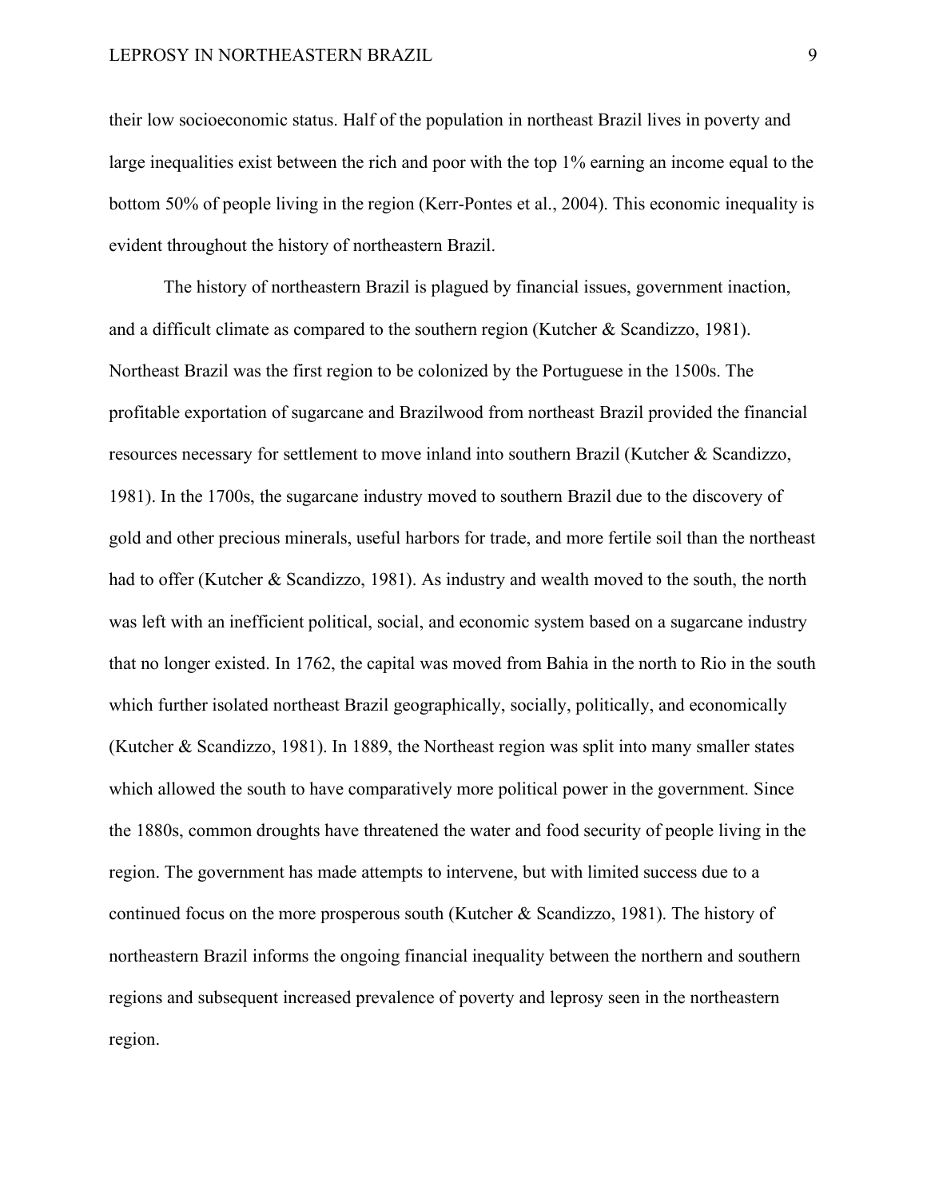their low socioeconomic status. Half of the population in northeast Brazil lives in poverty and large inequalities exist between the rich and poor with the top 1% earning an income equal to the bottom 50% of people living in the region (Kerr-Pontes et al., 2004). This economic inequality is evident throughout the history of northeastern Brazil.

The history of northeastern Brazil is plagued by financial issues, government inaction, and a difficult climate as compared to the southern region (Kutcher & Scandizzo, 1981). Northeast Brazil was the first region to be colonized by the Portuguese in the 1500s. The profitable exportation of sugarcane and Brazilwood from northeast Brazil provided the financial resources necessary for settlement to move inland into southern Brazil (Kutcher & Scandizzo, 1981). In the 1700s, the sugarcane industry moved to southern Brazil due to the discovery of gold and other precious minerals, useful harbors for trade, and more fertile soil than the northeast had to offer (Kutcher & Scandizzo, 1981). As industry and wealth moved to the south, the north was left with an inefficient political, social, and economic system based on a sugarcane industry that no longer existed. In 1762, the capital was moved from Bahia in the north to Rio in the south which further isolated northeast Brazil geographically, socially, politically, and economically (Kutcher & Scandizzo, 1981). In 1889, the Northeast region was split into many smaller states which allowed the south to have comparatively more political power in the government. Since the 1880s, common droughts have threatened the water and food security of people living in the region. The government has made attempts to intervene, but with limited success due to a continued focus on the more prosperous south (Kutcher & Scandizzo, 1981). The history of northeastern Brazil informs the ongoing financial inequality between the northern and southern regions and subsequent increased prevalence of poverty and leprosy seen in the northeastern region.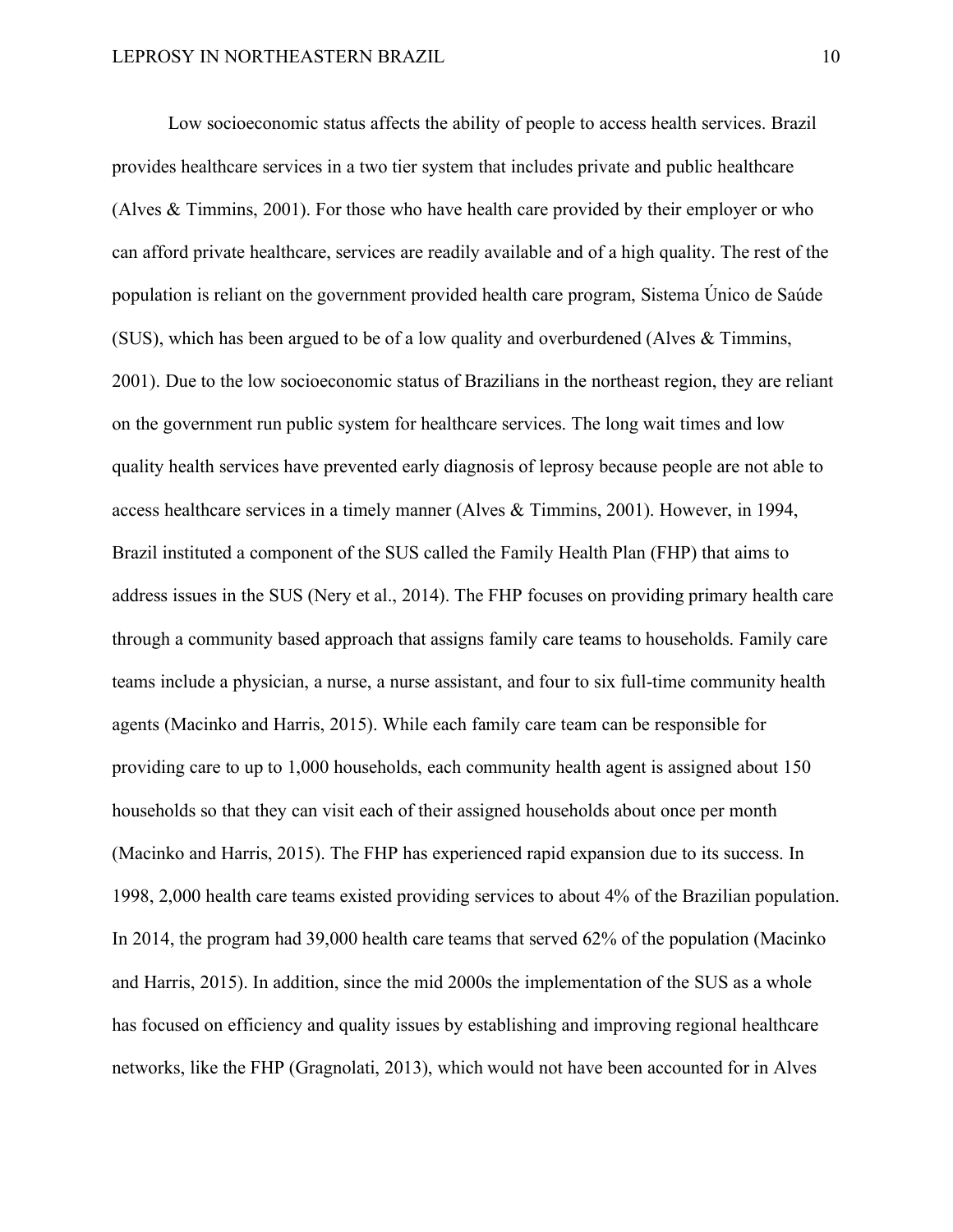Low socioeconomic status affects the ability of people to access health services. Brazil provides healthcare services in a two tier system that includes private and public healthcare (Alves & Timmins, 2001). For those who have health care provided by their employer or who can afford private healthcare, services are readily available and of a high quality. The rest of the population is reliant on the government provided health care program, Sistema Único de Saúde (SUS), which has been argued to be of a low quality and overburdened (Alves & Timmins, 2001). Due to the low socioeconomic status of Brazilians in the northeast region, they are reliant on the government run public system for healthcare services. The long wait times and low quality health services have prevented early diagnosis of leprosy because people are not able to access healthcare services in a timely manner (Alves & Timmins, 2001). However, in 1994, Brazil instituted a component of the SUS called the Family Health Plan (FHP) that aims to address issues in the SUS (Nery et al., 2014). The FHP focuses on providing primary health care through a community based approach that assigns family care teams to households. Family care teams include a physician, a nurse, a nurse assistant, and four to six full-time community health agents (Macinko and Harris, 2015). While each family care team can be responsible for providing care to up to 1,000 households, each community health agent is assigned about 150 households so that they can visit each of their assigned households about once per month (Macinko and Harris, 2015). The FHP has experienced rapid expansion due to its success. In 1998, 2,000 health care teams existed providing services to about 4% of the Brazilian population. In 2014, the program had 39,000 health care teams that served 62% of the population (Macinko and Harris, 2015). In addition, since the mid 2000s the implementation of the SUS as a whole has focused on efficiency and quality issues by establishing and improving regional healthcare networks, like the FHP (Gragnolati, 2013), which would not have been accounted for in Alves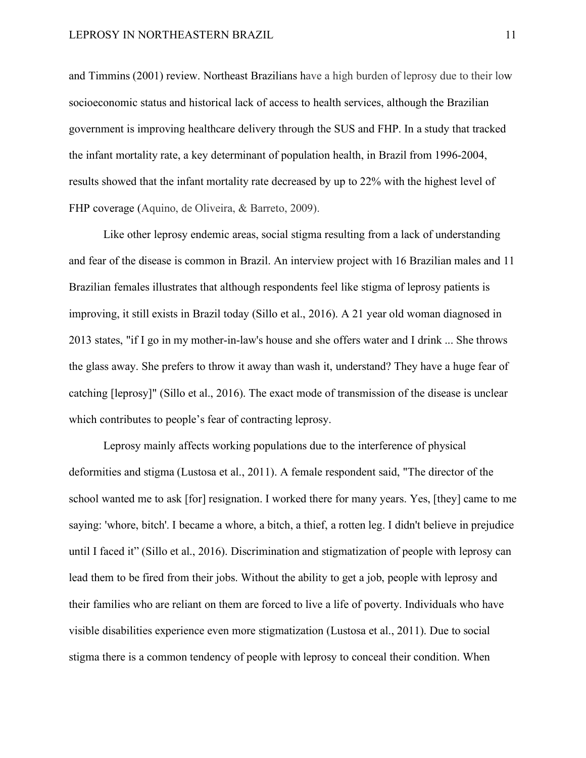and Timmins (2001) review. Northeast Brazilians have a high burden of leprosy due to their low socioeconomic status and historical lack of access to health services, although the Brazilian government is improving healthcare delivery through the SUS and FHP. In a study that tracked the infant mortality rate, a key determinant of population health, in Brazil from 1996-2004, results showed that the infant mortality rate decreased by up to 22% with the highest level of FHP coverage (Aquino, de Oliveira, & Barreto, 2009).

Like other leprosy endemic areas, social stigma resulting from a lack of understanding and fear of the disease is common in Brazil. An interview project with 16 Brazilian males and 11 Brazilian females illustrates that although respondents feel like stigma of leprosy patients is improving, it still exists in Brazil today (Sillo et al., 2016). A 21 year old woman diagnosed in 2013 states, "if I go in my mother-in-law's house and she offers water and I drink ... She throws the glass away. She prefers to throw it away than wash it, understand? They have a huge fear of catching [leprosy]" (Sillo et al., 2016). The exact mode of transmission of the disease is unclear which contributes to people's fear of contracting leprosy.

Leprosy mainly affects working populations due to the interference of physical deformities and stigma (Lustosa et al., 2011). A female respondent said, "The director of the school wanted me to ask [for] resignation. I worked there for many years. Yes, [they] came to me saying: 'whore, bitch'. I became a whore, a bitch, a thief, a rotten leg. I didn't believe in prejudice until I faced it" (Sillo et al., 2016). Discrimination and stigmatization of people with leprosy can lead them to be fired from their jobs. Without the ability to get a job, people with leprosy and their families who are reliant on them are forced to live a life of poverty. Individuals who have visible disabilities experience even more stigmatization (Lustosa et al., 2011). Due to social stigma there is a common tendency of people with leprosy to conceal their condition. When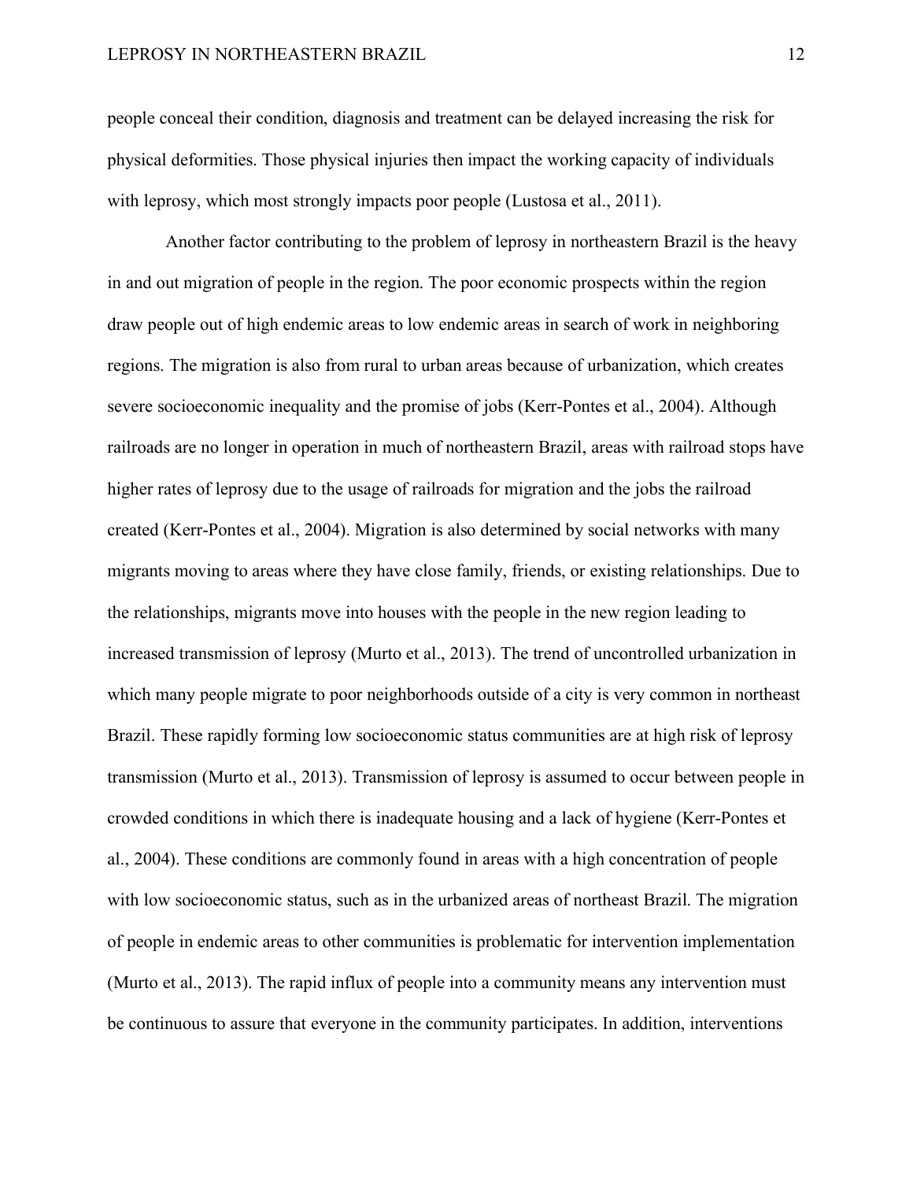people conceal their condition, diagnosis and treatment can be delayed increasing the risk for physical deformities. Those physical injuries then impact the working capacity of individuals with leprosy, which most strongly impacts poor people (Lustosa et al., 2011).

Another factor contributing to the problem of leprosy in northeastern Brazil is the heavy in and out migration of people in the region. The poor economic prospects within the region draw people out of high endemic areas to low endemic areas in search of work in neighboring regions. The migration is also from rural to urban areas because of urbanization, which creates severe socioeconomic inequality and the promise of jobs (Kerr-Pontes et al., 2004). Although railroads are no longer in operation in much of northeastern Brazil, areas with railroad stops have higher rates of leprosy due to the usage of railroads for migration and the jobs the railroad created (Kerr-Pontes et al., 2004). Migration is also determined by social networks with many migrants moving to areas where they have close family, friends, or existing relationships. Due to the relationships, migrants move into houses with the people in the new region leading to increased transmission of leprosy (Murto et al., 2013). The trend of uncontrolled urbanization in which many people migrate to poor neighborhoods outside of a city is very common in northeast Brazil. These rapidly forming low socioeconomic status communities are at high risk of leprosy transmission (Murto et al., 2013). Transmission of leprosy is assumed to occur between people in crowded conditions in which there is inadequate housing and a lack of hygiene (Kerr-Pontes et al., 2004). These conditions are commonly found in areas with a high concentration of people with low socioeconomic status, such as in the urbanized areas of northeast Brazil. The migration of people in endemic areas to other communities is problematic for intervention implementation (Murto et al., 2013). The rapid influx of people into a community means any intervention must be continuous to assure that everyone in the community participates. In addition, interventions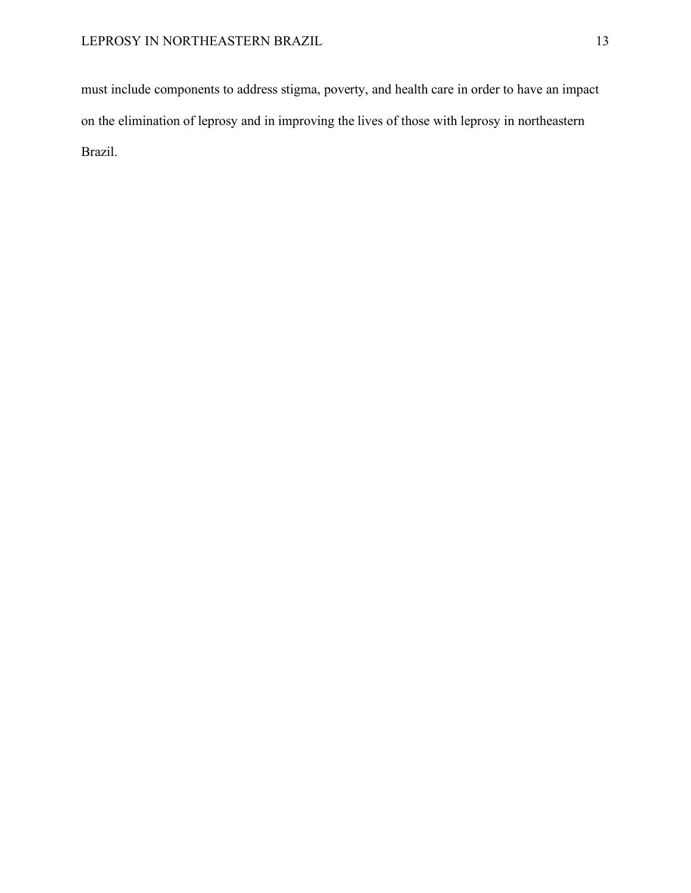must include components to address stigma, poverty, and health care in order to have an impact on the elimination of leprosy and in improving the lives of those with leprosy in northeastern Brazil.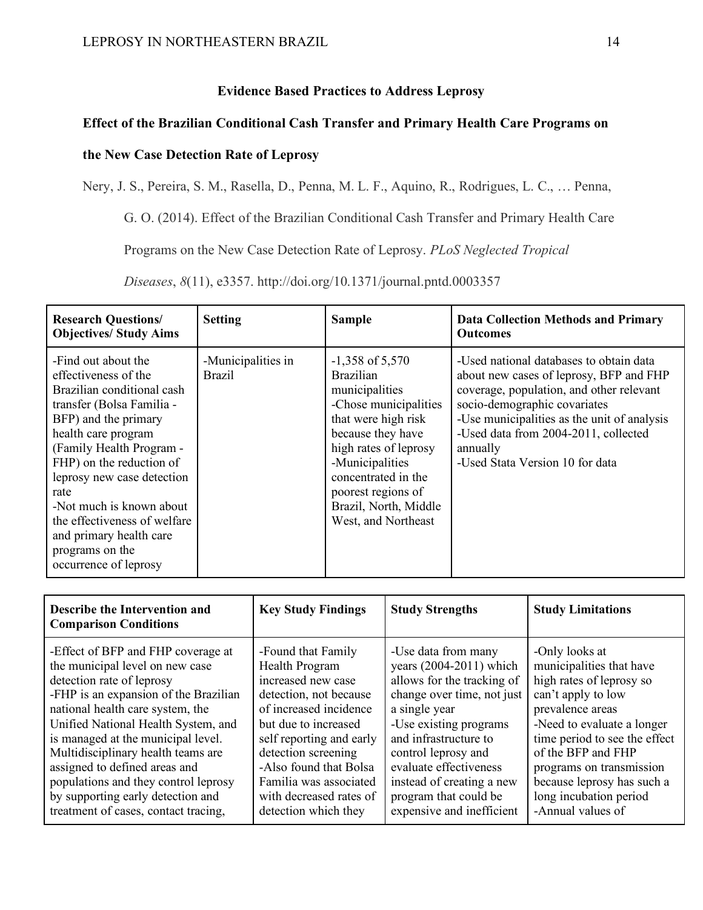## Evidence Based Practices to Address Leprosy

### Effect of the Brazilian Conditional Cash Transfer and Primary Health Care Programs on the New Case Detection Rate of Leprosy

Nery, J. S., Pereira, S. M., Rasella, D., Penna, M. L. F., Aquino, R., Rodrigues, L. C., … Penna, G. O. (2014). Effect of the Brazilian Conditional Cash Transfer and Primary Health Care Programs on the New Case Detection Rate of Leprosy. *PLoS Neglected Tropical Diseases*, *8*(11), e3357. http://doi.org/10.1371/journal.pntd.0003357

| Research Questions/ Objectives/ Study Aims | Setting | Sample | Data Collection Methods and Primary Outcomes |
|---|---|---|---|
| -Find out about the effectiveness of the Brazilian conditional cash transfer (Bolsa Familia - BFP) and the primary health care program (Family Health Program - FHP) on the reduction of leprosy new case detection rate<br>-Not much is known about the effectiveness of welfare and primary health care programs on the occurrence of leprosy | -Municipalities in Brazil | -1,358 of 5,570 Brazilian municipalities<br>-Chose municipalities that were high risk because they have high rates of leprosy<br>-Municipalities concentrated in the poorest regions of Brazil, North, Middle West, and Northeast | -Used national databases to obtain data about new cases of leprosy, BFP and FHP coverage, population, and other relevant socio-demographic covariates<br>-Use municipalities as the unit of analysis<br>-Used data from 2004-2011, collected annually<br>-Used Stata Version 10 for data |

| Describe the Intervention and Comparison Conditions | Key Study Findings | Study Strengths | Study Limitations |
|---|---|---|---|
| -Effect of BFP and FHP coverage at the municipal level on new case detection rate of leprosy<br>-FHP is an expansion of the Brazilian national health care system, the Unified National Health System, and is managed at the municipal level. Multidisciplinary health teams are assigned to defined areas and populations and they control leprosy by supporting early detection and treatment of cases, contact tracing, | -Found that Family Health Program increased new case detection, not because of increased incidence but due to increased self reporting and early detection screening<br>-Also found that Bolsa Familia was associated with decreased rates of detection which they | -Use data from many years (2004-2011) which allows for the tracking of change over time, not just a single year<br>-Use existing programs and infrastructure to control leprosy and evaluate effectiveness instead of creating a new program that could be expensive and inefficient | -Only looks at municipalities that have high rates of leprosy so can't apply to low prevalence areas<br>-Need to evaluate a longer time period to see the effect of the BFP and FHP programs on transmission because leprosy has such a long incubation period<br>-Annual values of |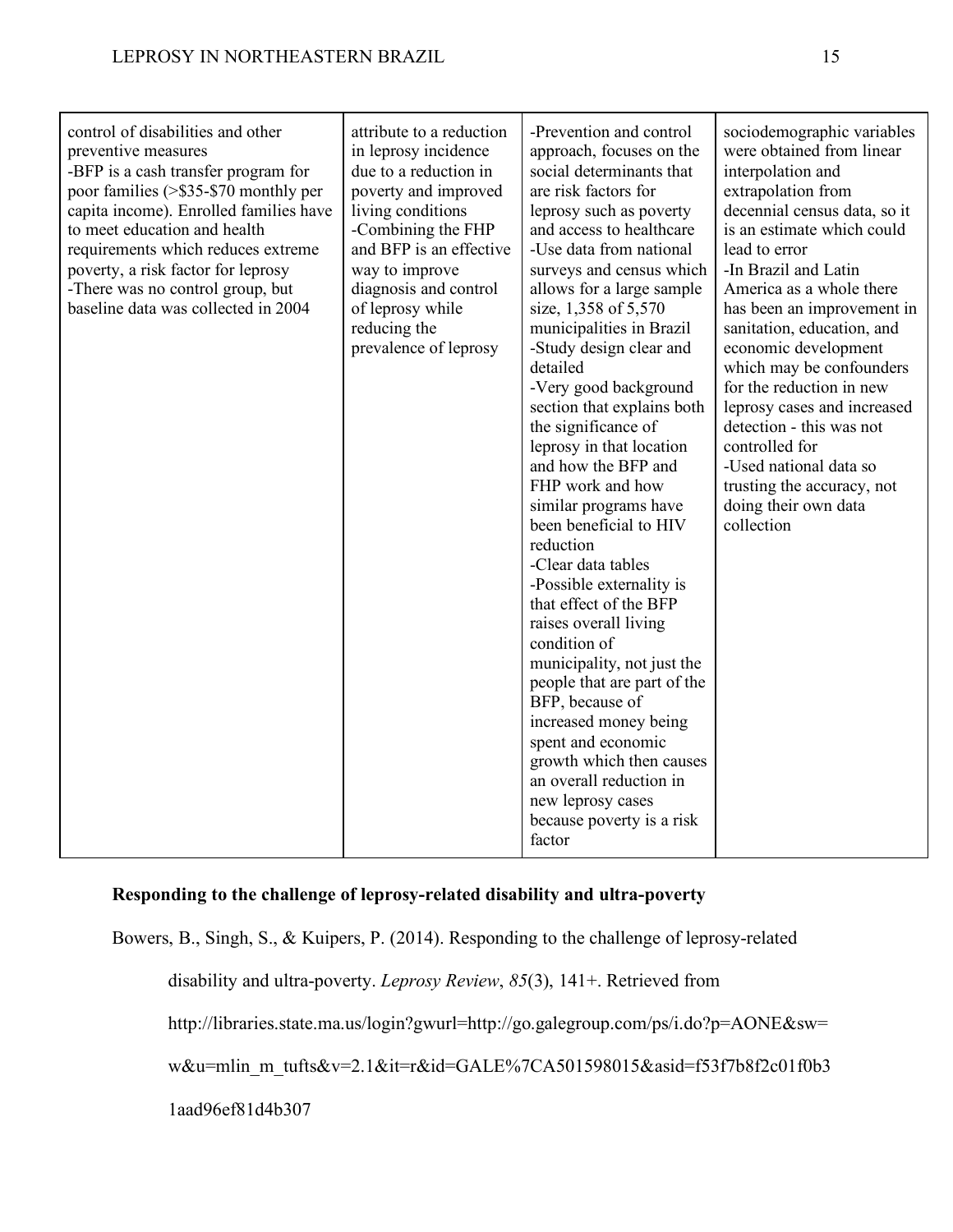| | | | |
|---|---|---|---|
| control of disabilities and other preventive measures<br>-BFP is a cash transfer program for poor families (>$35-$70 monthly per capita income). Enrolled families have to meet education and health requirements which reduces extreme poverty, a risk factor for leprosy<br>-There was no control group, but baseline data was collected in 2004 | attribute to a reduction in leprosy incidence due to a reduction in poverty and improved living conditions<br>-Combining the FHP and BFP is an effective way to improve diagnosis and control of leprosy while reducing the prevalence of leprosy | -Prevention and control approach, focuses on the social determinants that are risk factors for leprosy such as poverty and access to healthcare<br>-Use data from national surveys and census which allows for a large sample size, 1,358 of 5,570 municipalities in Brazil<br>-Study design clear and detailed<br>-Very good background section that explains both the significance of leprosy in that location and how the BFP and FHP work and how similar programs have been beneficial to HIV reduction<br>-Clear data tables<br>-Possible externality is that effect of the BFP raises overall living condition of municipality, not just the people that are part of the BFP, because of increased money being spent and economic growth which then causes an overall reduction in new leprosy cases because poverty is a risk factor | sociodemographic variables were obtained from linear interpolation and extrapolation from decennial census data, so it is an estimate which could lead to error<br>-In Brazil and Latin America as a whole there has been an improvement in sanitation, education, and economic development which may be confounders for the reduction in new leprosy cases and increased detection - this was not controlled for<br>-Used national data so trusting the accuracy, not doing their own data collection |

**Responding to the challenge of leprosy-related disability and ultra-poverty**

Bowers, B., Singh, S., & Kuipers, P. (2014). Responding to the challenge of leprosy-related disability and ultra-poverty. *Leprosy Review*, *85*(3), 141+. Retrieved from http://libraries.state.ma.us/login?gwurl=http://go.galegroup.com/ps/i.do?p=AONE&sw=w&u=mlin_m_tufts&v=2.1&it=r&id=GALE%7CA501598015&asid=f53f7b8f2c01f0b31aad96ef81d4b307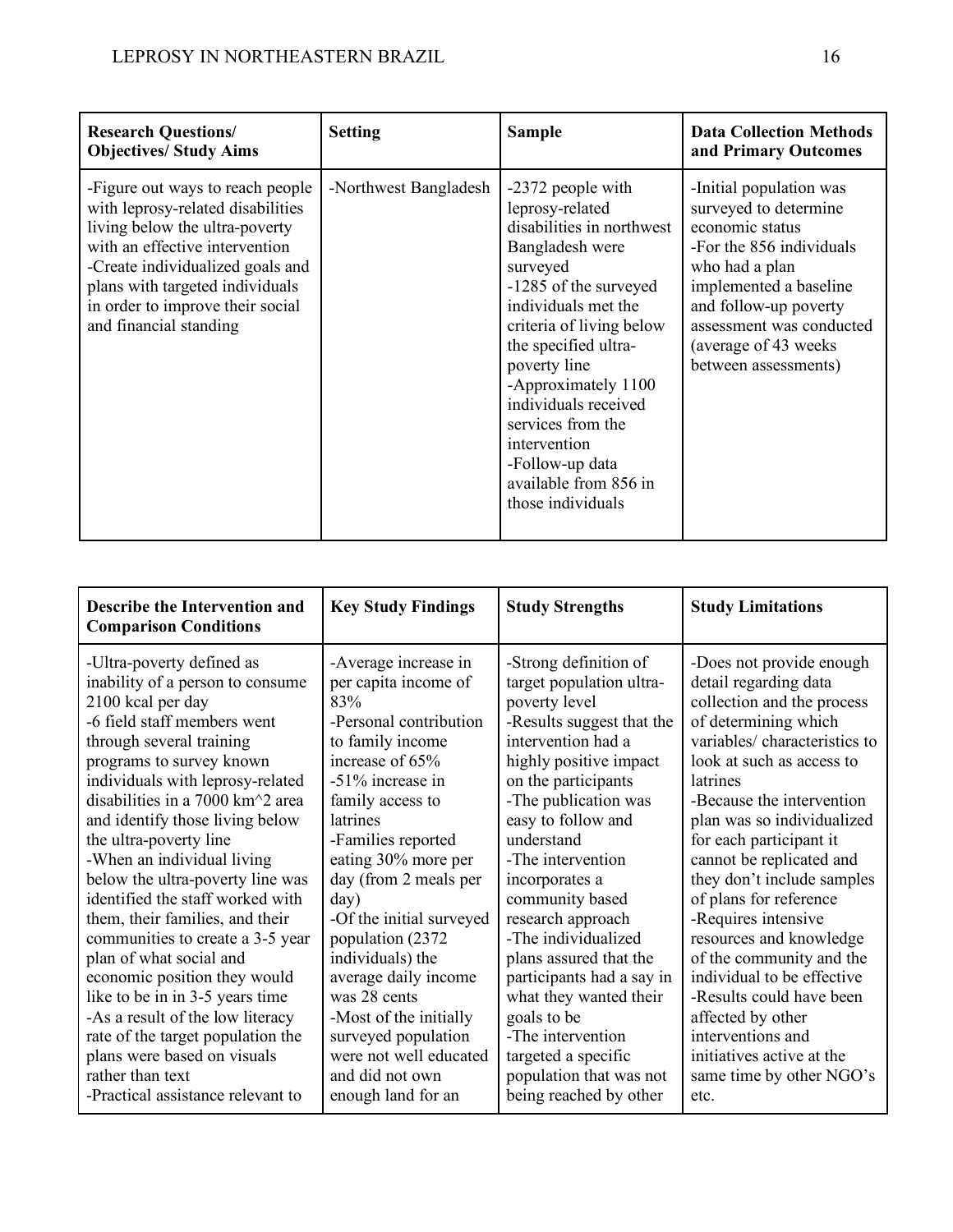| Research Questions/ Objectives/ Study Aims | Setting | Sample | Data Collection Methods and Primary Outcomes |
|---|---|---|---|
| -Figure out ways to reach people with leprosy-related disabilities living below the ultra-poverty with an effective intervention<br>-Create individualized goals and plans with targeted individuals in order to improve their social and financial standing | -Northwest Bangladesh | -2372 people with leprosy-related disabilities in northwest Bangladesh were surveyed<br>-1285 of the surveyed individuals met the criteria of living below the specified ultra-poverty line<br>-Approximately 1100 individuals received services from the intervention<br>-Follow-up data available from 856 in those individuals | -Initial population was surveyed to determine economic status<br>-For the 856 individuals who had a plan implemented a baseline and follow-up poverty assessment was conducted (average of 43 weeks between assessments) |

| Describe the Intervention and Comparison Conditions | Key Study Findings | Study Strengths | Study Limitations |
|---|---|---|---|
| -Ultra-poverty defined as inability of a person to consume 2100 kcal per day<br>-6 field staff members went through several training programs to survey known individuals with leprosy-related disabilities in a 7000 km^2 area and identify those living below the ultra-poverty line<br>-When an individual living below the ultra-poverty line was identified the staff worked with them, their families, and their communities to create a 3-5 year plan of what social and economic position they would like to be in in 3-5 years time<br>-As a result of the low literacy rate of the target population the plans were based on visuals rather than text<br>-Practical assistance relevant to | -Average increase in per capita income of 83%<br>-Personal contribution to family income increase of 65%<br>-51% increase in family access to latrines<br>-Families reported eating 30% more per day (from 2 meals per day)<br>-Of the initial surveyed population (2372 individuals) the average daily income was 28 cents<br>-Most of the initially surveyed population were not well educated and did not own enough land for an | -Strong definition of target population ultra-poverty level<br>-Results suggest that the intervention had a highly positive impact on the participants<br>-The publication was easy to follow and understand<br>-The intervention incorporates a community based research approach<br>-The individualized plans assured that the participants had a say in what they wanted their goals to be<br>-The intervention targeted a specific population that was not being reached by other | -Does not provide enough detail regarding data collection and the process of determining which variables/ characteristics to look at such as access to latrines<br>-Because the intervention plan was so individualized for each participant it cannot be replicated and they don't include samples of plans for reference<br>-Requires intensive resources and knowledge of the community and the individual to be effective<br>-Results could have been affected by other interventions and initiatives active at the same time by other NGO's etc. |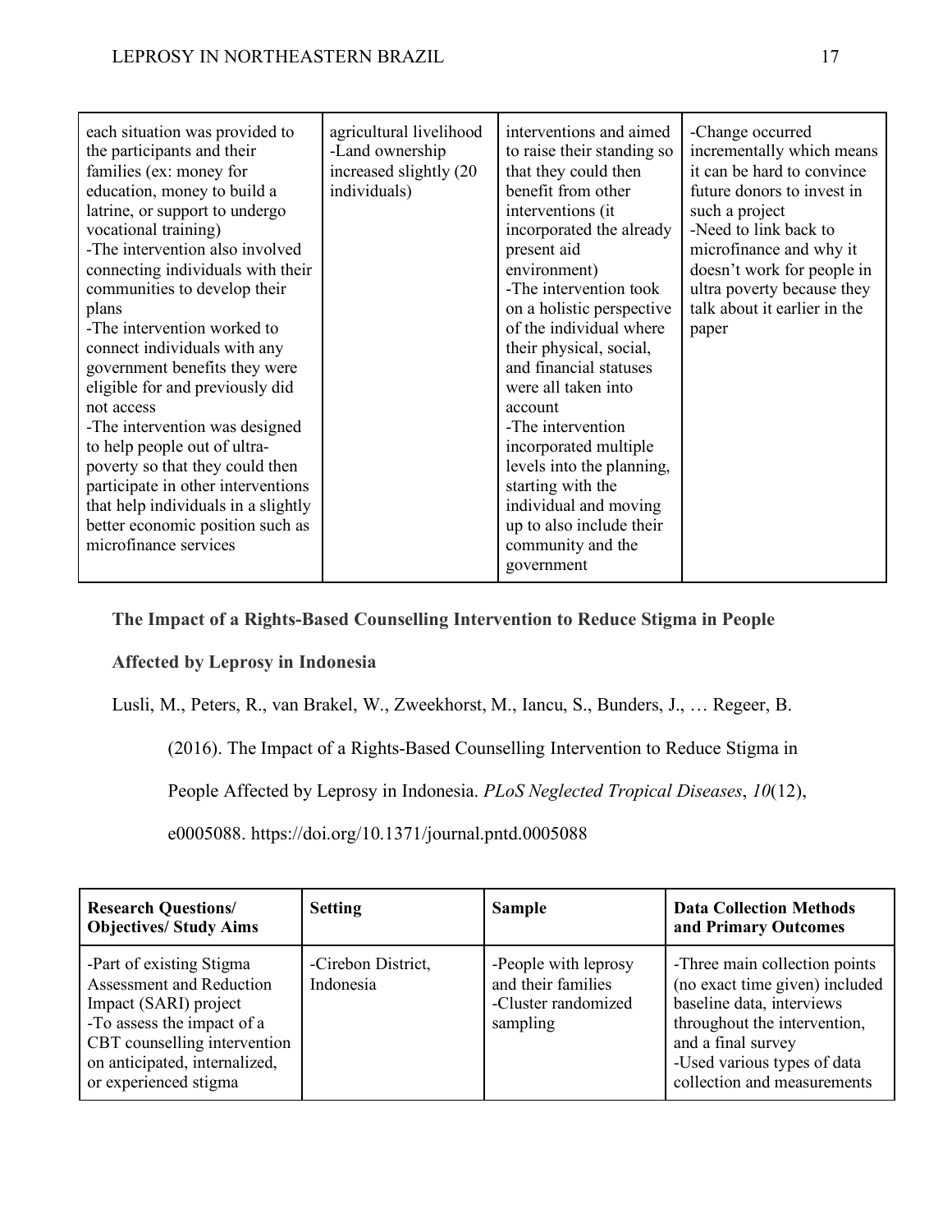| | | | |
|---|---|---|---|
| each situation was provided to the participants and their families (ex: money for education, money to build a latrine, or support to undergo vocational training)<br>-The intervention also involved connecting individuals with their communities to develop their plans<br>-The intervention worked to connect individuals with any government benefits they were eligible for and previously did not access<br>-The intervention was designed to help people out of ultra-poverty so that they could then participate in other interventions that help individuals in a slightly better economic position such as microfinance services | agricultural livelihood<br>-Land ownership increased slightly (20 individuals) | interventions and aimed to raise their standing so that they could then benefit from other interventions (it incorporated the already present aid environment)<br>-The intervention took on a holistic perspective of the individual where their physical, social, and financial statuses were all taken into account<br>-The intervention incorporated multiple levels into the planning, starting with the individual and moving up to also include their community and the government | -Change occurred incrementally which means it can be hard to convince future donors to invest in such a project<br>-Need to link back to microfinance and why it doesn't work for people in ultra poverty because they talk about it earlier in the paper |

**The Impact of a Rights-Based Counselling Intervention to Reduce Stigma in People Affected by Leprosy in Indonesia**

Lusli, M., Peters, R., van Brakel, W., Zweekhorst, M., Iancu, S., Bunders, J., … Regeer, B. (2016). The Impact of a Rights-Based Counselling Intervention to Reduce Stigma in People Affected by Leprosy in Indonesia. *PLoS Neglected Tropical Diseases*, *10*(12), e0005088. https://doi.org/10.1371/journal.pntd.0005088

| Research Questions/ Objectives/ Study Aims | Setting | Sample | Data Collection Methods and Primary Outcomes |
|---|---|---|---|
| -Part of existing Stigma Assessment and Reduction Impact (SARI) project<br>-To assess the impact of a CBT counselling intervention on anticipated, internalized, or experienced stigma | -Cirebon District, Indonesia | -People with leprosy and their families<br>-Cluster randomized sampling | -Three main collection points (no exact time given) included baseline data, interviews throughout the intervention, and a final survey<br>-Used various types of data collection and measurements |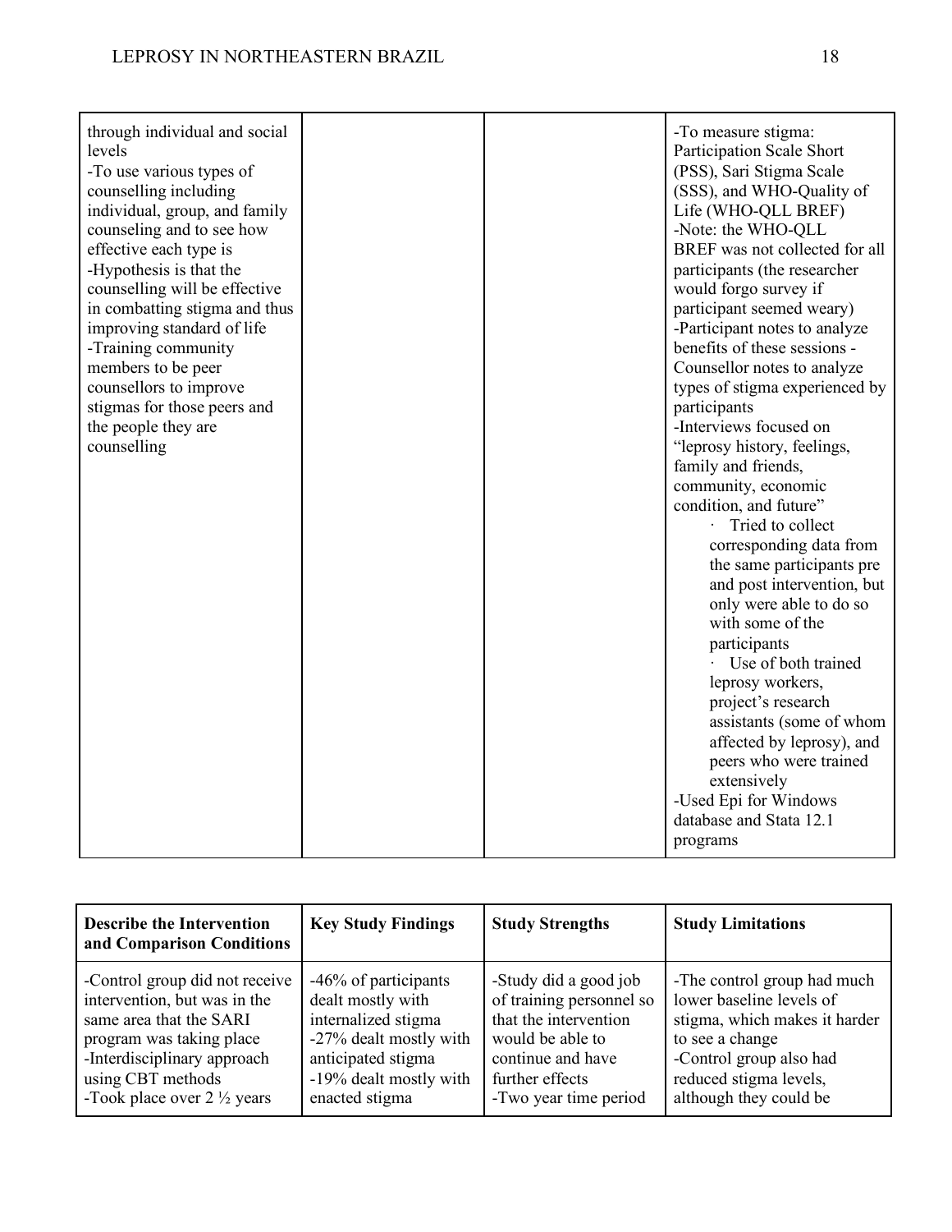| | | | |
|---|---|---|---|
| through individual and social levels<br>-To use various types of counselling including individual, group, and family counseling and to see how effective each type is<br>-Hypothesis is that the counselling will be effective in combatting stigma and thus improving standard of life<br>-Training community members to be peer counsellors to improve stigmas for those peers and the people they are counselling | | | -To measure stigma: Participation Scale Short (PSS), Sari Stigma Scale (SSS), and WHO-Quality of Life (WHO-QLL BREF)<br>-Note: the WHO-QLL BREF was not collected for all participants (the researcher would forgo survey if participant seemed weary)<br>-Participant notes to analyze benefits of these sessions -Counsellor notes to analyze types of stigma experienced by participants<br>-Interviews focused on "leprosy history, feelings, family and friends, community, economic condition, and future"<br>· Tried to collect corresponding data from the same participants pre and post intervention, but only were able to do so with some of the participants<br>· Use of both trained leprosy workers, project's research assistants (some of whom affected by leprosy), and peers who were trained extensively<br>-Used Epi for Windows database and Stata 12.1 programs |

| **Describe the Intervention and Comparison Conditions** | **Key Study Findings** | **Study Strengths** | **Study Limitations** |
|---|---|---|---|
| -Control group did not receive intervention, but was in the same area that the SARI program was taking place<br>-Interdisciplinary approach using CBT methods<br>-Took place over 2 ½ years | -46% of participants dealt mostly with internalized stigma<br>-27% dealt mostly with anticipated stigma<br>-19% dealt mostly with enacted stigma | -Study did a good job of training personnel so that the intervention would be able to continue and have further effects<br>-Two year time period | -The control group had much lower baseline levels of stigma, which makes it harder to see a change<br>-Control group also had reduced stigma levels, although they could be |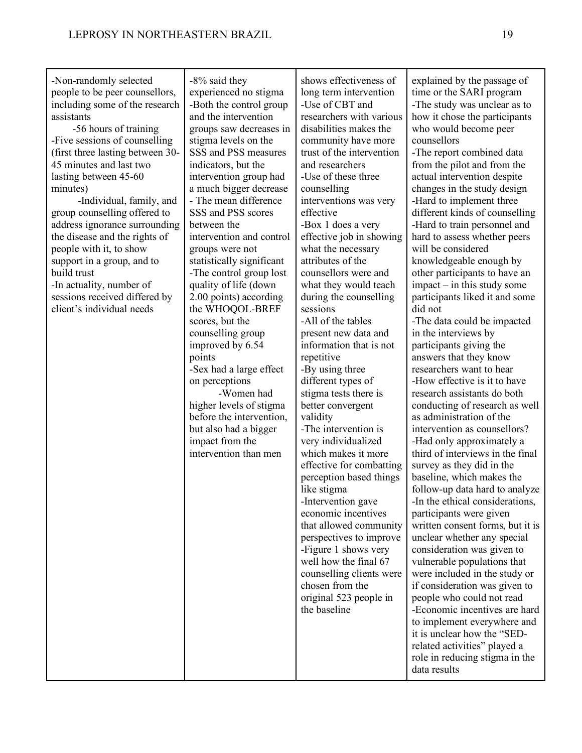| | | | |
|---|---|---|---|
| -Non-randomly selected people to be peer counsellors, including some of the research assistants<br>-56 hours of training<br>-Five sessions of counselling (first three lasting between 30-45 minutes and last two lasting between 45-60 minutes)<br>-Individual, family, and group counselling offered to address ignorance surrounding the disease and the rights of people with it, to show support in a group, and to build trust<br>-In actuality, number of sessions received differed by client's individual needs | -8% said they experienced no stigma<br>-Both the control group and the intervention groups saw decreases in stigma levels on the SSS and PSS measures indicators, but the intervention group had a much bigger decrease<br>- The mean difference SSS and PSS scores between the intervention and control groups were not statistically significant<br>-The control group lost quality of life (down 2.00 points) according the WHOQOL-BREF scores, but the counselling group improved by 6.54 points<br>-Sex had a large effect on perceptions<br>-Women had higher levels of stigma before the intervention, but also had a bigger impact from the intervention than men | shows effectiveness of long term intervention<br>-Use of CBT and researchers with various disabilities makes the community have more trust of the intervention and researchers<br>-Use of these three counselling interventions was very effective<br>-Box 1 does a very effective job in showing what the necessary attributes of the counsellors were and what they would teach during the counselling sessions<br>-All of the tables present new data and information that is not repetitive<br>-By using three different types of stigma tests there is better convergent validity<br>-The intervention is very individualized which makes it more effective for combatting perception based things like stigma<br>-Intervention gave economic incentives that allowed community perspectives to improve<br>-Figure 1 shows very well how the final 67 counselling clients were chosen from the original 523 people in the baseline | explained by the passage of time or the SARI program<br>-The study was unclear as to how it chose the participants who would become peer counsellors<br>-The report combined data from the pilot and from the actual intervention despite changes in the study design<br>-Hard to implement three different kinds of counselling<br>-Hard to train personnel and hard to assess whether peers will be considered knowledgeable enough by other participants to have an impact – in this study some participants liked it and some did not<br>-The data could be impacted in the interviews by participants giving the answers that they know researchers want to hear<br>-How effective is it to have research assistants do both conducting of research as well as administration of the intervention as counsellors?<br>-Had only approximately a third of interviews in the final survey as they did in the baseline, which makes the follow-up data hard to analyze<br>-In the ethical considerations, participants were given written consent forms, but it is unclear whether any special consideration was given to vulnerable populations that were included in the study or if consideration was given to people who could not read<br>-Economic incentives are hard to implement everywhere and it is unclear how the "SED-related activities" played a role in reducing stigma in the data results |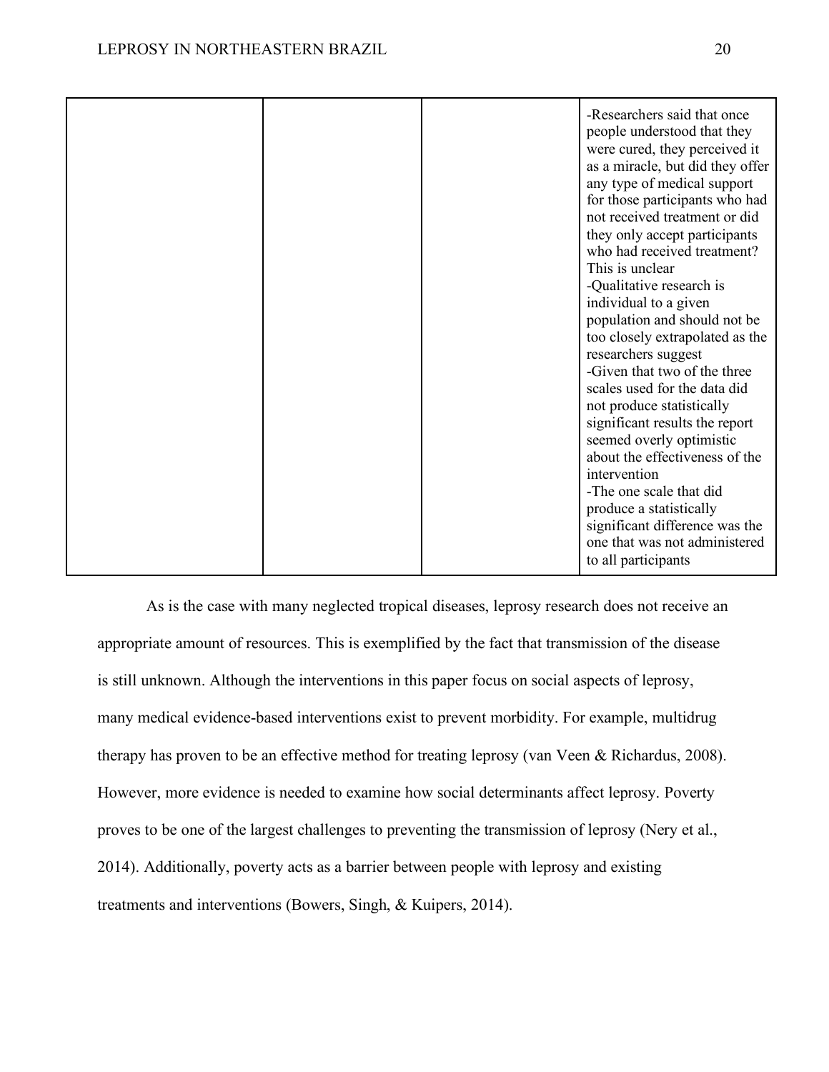| | | | |
|---|---|---|---|
| | | | -Researchers said that once people understood that they were cured, they perceived it as a miracle, but did they offer any type of medical support for those participants who had not received treatment or did they only accept participants who had received treatment? This is unclear<br>-Qualitative research is individual to a given population and should not be too closely extrapolated as the researchers suggest<br>-Given that two of the three scales used for the data did not produce statistically significant results the report seemed overly optimistic about the effectiveness of the intervention<br>-The one scale that did produce a statistically significant difference was the one that was not administered to all participants |

As is the case with many neglected tropical diseases, leprosy research does not receive an appropriate amount of resources. This is exemplified by the fact that transmission of the disease is still unknown. Although the interventions in this paper focus on social aspects of leprosy, many medical evidence-based interventions exist to prevent morbidity. For example, multidrug therapy has proven to be an effective method for treating leprosy (van Veen & Richardus, 2008). However, more evidence is needed to examine how social determinants affect leprosy. Poverty proves to be one of the largest challenges to preventing the transmission of leprosy (Nery et al., 2014). Additionally, poverty acts as a barrier between people with leprosy and existing treatments and interventions (Bowers, Singh, & Kuipers, 2014).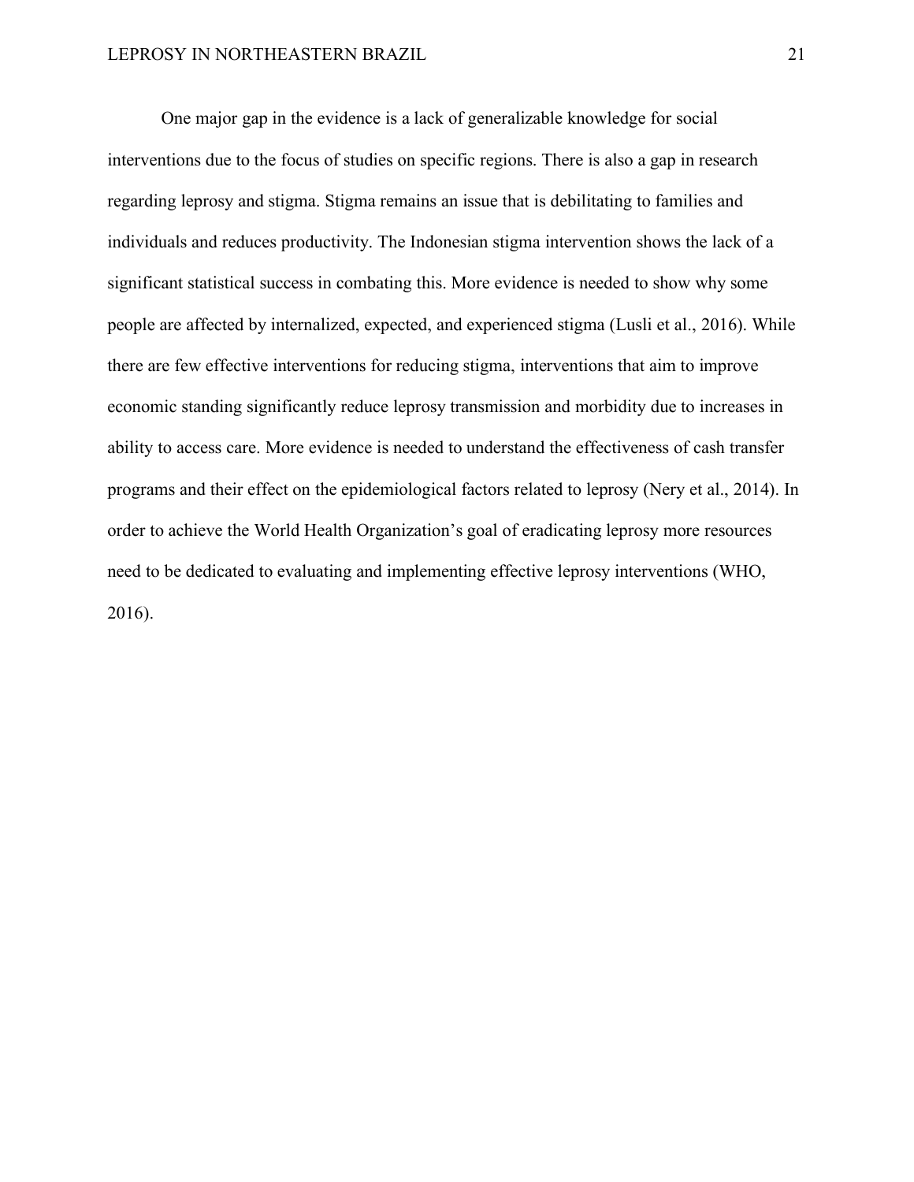One major gap in the evidence is a lack of generalizable knowledge for social interventions due to the focus of studies on specific regions. There is also a gap in research regarding leprosy and stigma. Stigma remains an issue that is debilitating to families and individuals and reduces productivity. The Indonesian stigma intervention shows the lack of a significant statistical success in combating this. More evidence is needed to show why some people are affected by internalized, expected, and experienced stigma (Lusli et al., 2016). While there are few effective interventions for reducing stigma, interventions that aim to improve economic standing significantly reduce leprosy transmission and morbidity due to increases in ability to access care. More evidence is needed to understand the effectiveness of cash transfer programs and their effect on the epidemiological factors related to leprosy (Nery et al., 2014). In order to achieve the World Health Organization's goal of eradicating leprosy more resources need to be dedicated to evaluating and implementing effective leprosy interventions (WHO, 2016).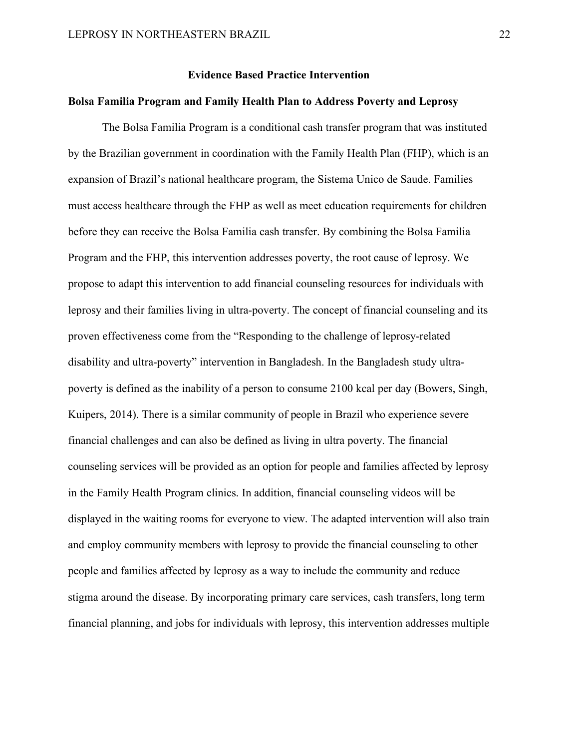## Evidence Based Practice Intervention

### Bolsa Familia Program and Family Health Plan to Address Poverty and Leprosy

The Bolsa Familia Program is a conditional cash transfer program that was instituted by the Brazilian government in coordination with the Family Health Plan (FHP), which is an expansion of Brazil's national healthcare program, the Sistema Unico de Saude. Families must access healthcare through the FHP as well as meet education requirements for children before they can receive the Bolsa Familia cash transfer. By combining the Bolsa Familia Program and the FHP, this intervention addresses poverty, the root cause of leprosy. We propose to adapt this intervention to add financial counseling resources for individuals with leprosy and their families living in ultra-poverty. The concept of financial counseling and its proven effectiveness come from the "Responding to the challenge of leprosy-related disability and ultra-poverty" intervention in Bangladesh. In the Bangladesh study ultra-poverty is defined as the inability of a person to consume 2100 kcal per day (Bowers, Singh, Kuipers, 2014). There is a similar community of people in Brazil who experience severe financial challenges and can also be defined as living in ultra poverty. The financial counseling services will be provided as an option for people and families affected by leprosy in the Family Health Program clinics. In addition, financial counseling videos will be displayed in the waiting rooms for everyone to view. The adapted intervention will also train and employ community members with leprosy to provide the financial counseling to other people and families affected by leprosy as a way to include the community and reduce stigma around the disease. By incorporating primary care services, cash transfers, long term financial planning, and jobs for individuals with leprosy, this intervention addresses multiple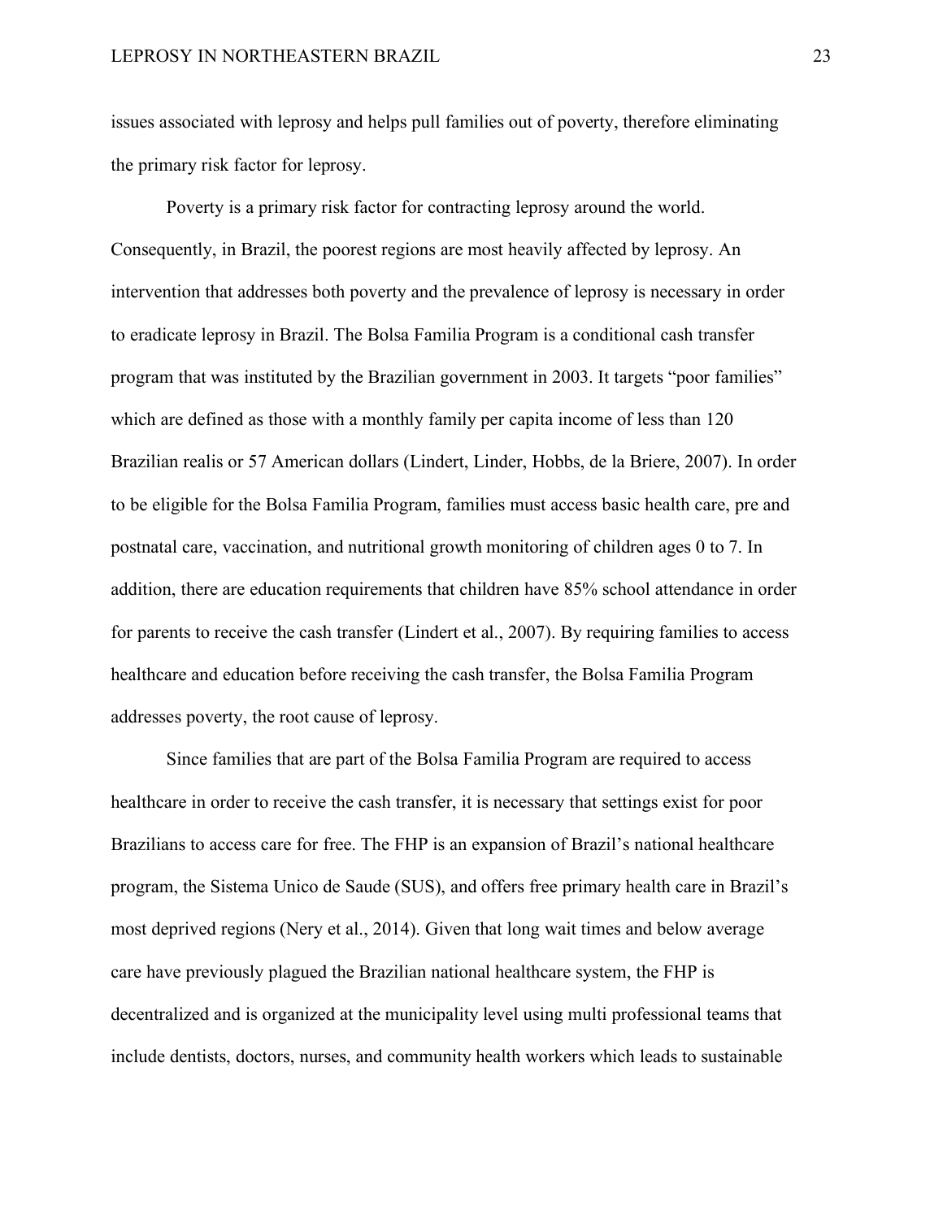issues associated with leprosy and helps pull families out of poverty, therefore eliminating the primary risk factor for leprosy.

Poverty is a primary risk factor for contracting leprosy around the world. Consequently, in Brazil, the poorest regions are most heavily affected by leprosy. An intervention that addresses both poverty and the prevalence of leprosy is necessary in order to eradicate leprosy in Brazil. The Bolsa Familia Program is a conditional cash transfer program that was instituted by the Brazilian government in 2003. It targets "poor families" which are defined as those with a monthly family per capita income of less than 120 Brazilian realis or 57 American dollars (Lindert, Linder, Hobbs, de la Briere, 2007). In order to be eligible for the Bolsa Familia Program, families must access basic health care, pre and postnatal care, vaccination, and nutritional growth monitoring of children ages 0 to 7. In addition, there are education requirements that children have 85% school attendance in order for parents to receive the cash transfer (Lindert et al., 2007). By requiring families to access healthcare and education before receiving the cash transfer, the Bolsa Familia Program addresses poverty, the root cause of leprosy.

Since families that are part of the Bolsa Familia Program are required to access healthcare in order to receive the cash transfer, it is necessary that settings exist for poor Brazilians to access care for free. The FHP is an expansion of Brazil's national healthcare program, the Sistema Unico de Saude (SUS), and offers free primary health care in Brazil's most deprived regions (Nery et al., 2014). Given that long wait times and below average care have previously plagued the Brazilian national healthcare system, the FHP is decentralized and is organized at the municipality level using multi professional teams that include dentists, doctors, nurses, and community health workers which leads to sustainable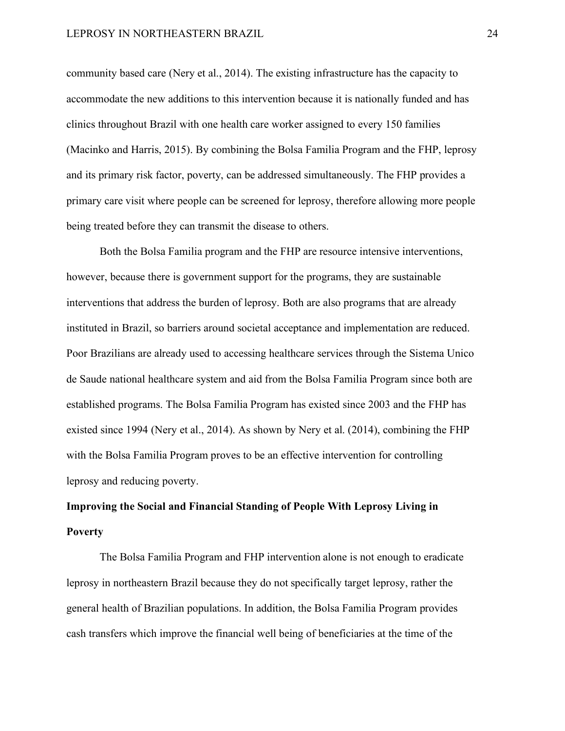community based care (Nery et al., 2014). The existing infrastructure has the capacity to accommodate the new additions to this intervention because it is nationally funded and has clinics throughout Brazil with one health care worker assigned to every 150 families (Macinko and Harris, 2015). By combining the Bolsa Familia Program and the FHP, leprosy and its primary risk factor, poverty, can be addressed simultaneously. The FHP provides a primary care visit where people can be screened for leprosy, therefore allowing more people being treated before they can transmit the disease to others.

Both the Bolsa Familia program and the FHP are resource intensive interventions, however, because there is government support for the programs, they are sustainable interventions that address the burden of leprosy. Both are also programs that are already instituted in Brazil, so barriers around societal acceptance and implementation are reduced. Poor Brazilians are already used to accessing healthcare services through the Sistema Unico de Saude national healthcare system and aid from the Bolsa Familia Program since both are established programs. The Bolsa Familia Program has existed since 2003 and the FHP has existed since 1994 (Nery et al., 2014). As shown by Nery et al. (2014), combining the FHP with the Bolsa Familia Program proves to be an effective intervention for controlling leprosy and reducing poverty.

**Improving the Social and Financial Standing of People With Leprosy Living in Poverty**

The Bolsa Familia Program and FHP intervention alone is not enough to eradicate leprosy in northeastern Brazil because they do not specifically target leprosy, rather the general health of Brazilian populations. In addition, the Bolsa Familia Program provides cash transfers which improve the financial well being of beneficiaries at the time of the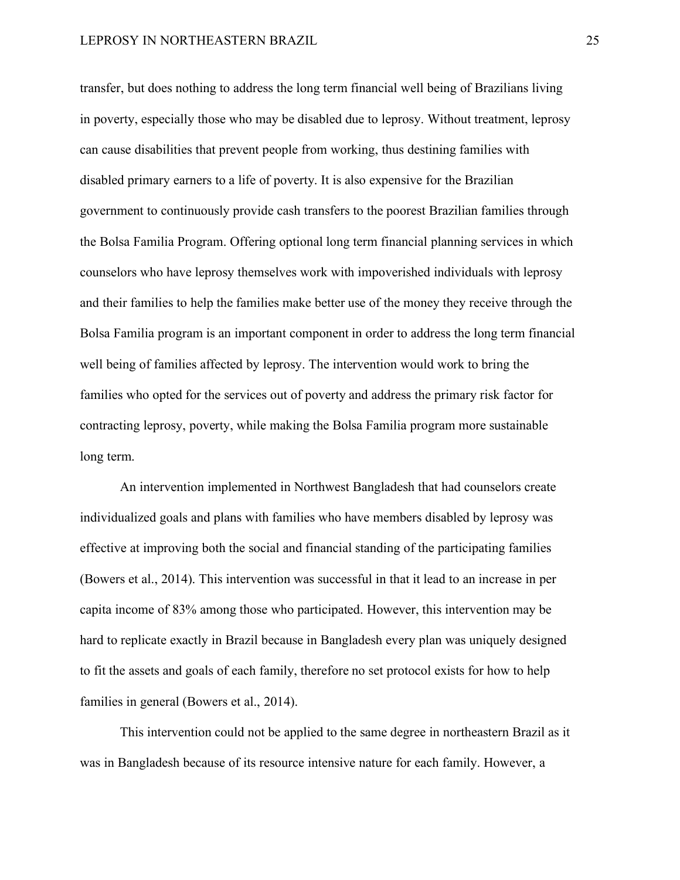transfer, but does nothing to address the long term financial well being of Brazilians living in poverty, especially those who may be disabled due to leprosy. Without treatment, leprosy can cause disabilities that prevent people from working, thus destining families with disabled primary earners to a life of poverty. It is also expensive for the Brazilian government to continuously provide cash transfers to the poorest Brazilian families through the Bolsa Familia Program. Offering optional long term financial planning services in which counselors who have leprosy themselves work with impoverished individuals with leprosy and their families to help the families make better use of the money they receive through the Bolsa Familia program is an important component in order to address the long term financial well being of families affected by leprosy. The intervention would work to bring the families who opted for the services out of poverty and address the primary risk factor for contracting leprosy, poverty, while making the Bolsa Familia program more sustainable long term.

An intervention implemented in Northwest Bangladesh that had counselors create individualized goals and plans with families who have members disabled by leprosy was effective at improving both the social and financial standing of the participating families (Bowers et al., 2014). This intervention was successful in that it lead to an increase in per capita income of 83% among those who participated. However, this intervention may be hard to replicate exactly in Brazil because in Bangladesh every plan was uniquely designed to fit the assets and goals of each family, therefore no set protocol exists for how to help families in general (Bowers et al., 2014).

This intervention could not be applied to the same degree in northeastern Brazil as it was in Bangladesh because of its resource intensive nature for each family. However, a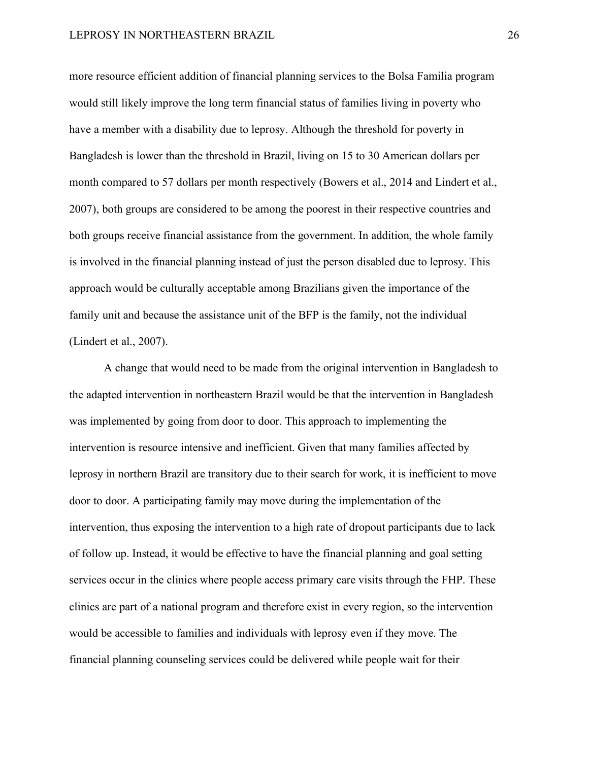more resource efficient addition of financial planning services to the Bolsa Familia program would still likely improve the long term financial status of families living in poverty who have a member with a disability due to leprosy. Although the threshold for poverty in Bangladesh is lower than the threshold in Brazil, living on 15 to 30 American dollars per month compared to 57 dollars per month respectively (Bowers et al., 2014 and Lindert et al., 2007), both groups are considered to be among the poorest in their respective countries and both groups receive financial assistance from the government. In addition, the whole family is involved in the financial planning instead of just the person disabled due to leprosy. This approach would be culturally acceptable among Brazilians given the importance of the family unit and because the assistance unit of the BFP is the family, not the individual (Lindert et al., 2007).

A change that would need to be made from the original intervention in Bangladesh to the adapted intervention in northeastern Brazil would be that the intervention in Bangladesh was implemented by going from door to door. This approach to implementing the intervention is resource intensive and inefficient. Given that many families affected by leprosy in northern Brazil are transitory due to their search for work, it is inefficient to move door to door. A participating family may move during the implementation of the intervention, thus exposing the intervention to a high rate of dropout participants due to lack of follow up. Instead, it would be effective to have the financial planning and goal setting services occur in the clinics where people access primary care visits through the FHP. These clinics are part of a national program and therefore exist in every region, so the intervention would be accessible to families and individuals with leprosy even if they move. The financial planning counseling services could be delivered while people wait for their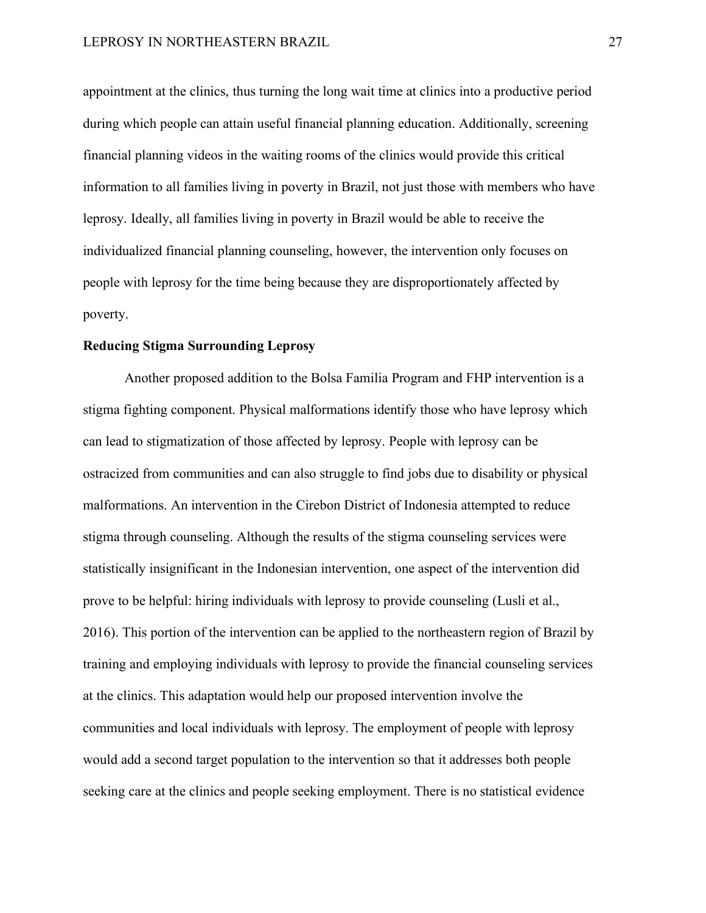appointment at the clinics, thus turning the long wait time at clinics into a productive period during which people can attain useful financial planning education. Additionally, screening financial planning videos in the waiting rooms of the clinics would provide this critical information to all families living in poverty in Brazil, not just those with members who have leprosy. Ideally, all families living in poverty in Brazil would be able to receive the individualized financial planning counseling, however, the intervention only focuses on people with leprosy for the time being because they are disproportionately affected by poverty.

**Reducing Stigma Surrounding Leprosy**

Another proposed addition to the Bolsa Familia Program and FHP intervention is a stigma fighting component. Physical malformations identify those who have leprosy which can lead to stigmatization of those affected by leprosy. People with leprosy can be ostracized from communities and can also struggle to find jobs due to disability or physical malformations. An intervention in the Cirebon District of Indonesia attempted to reduce stigma through counseling. Although the results of the stigma counseling services were statistically insignificant in the Indonesian intervention, one aspect of the intervention did prove to be helpful: hiring individuals with leprosy to provide counseling (Lusli et al., 2016). This portion of the intervention can be applied to the northeastern region of Brazil by training and employing individuals with leprosy to provide the financial counseling services at the clinics. This adaptation would help our proposed intervention involve the communities and local individuals with leprosy. The employment of people with leprosy would add a second target population to the intervention so that it addresses both people seeking care at the clinics and people seeking employment. There is no statistical evidence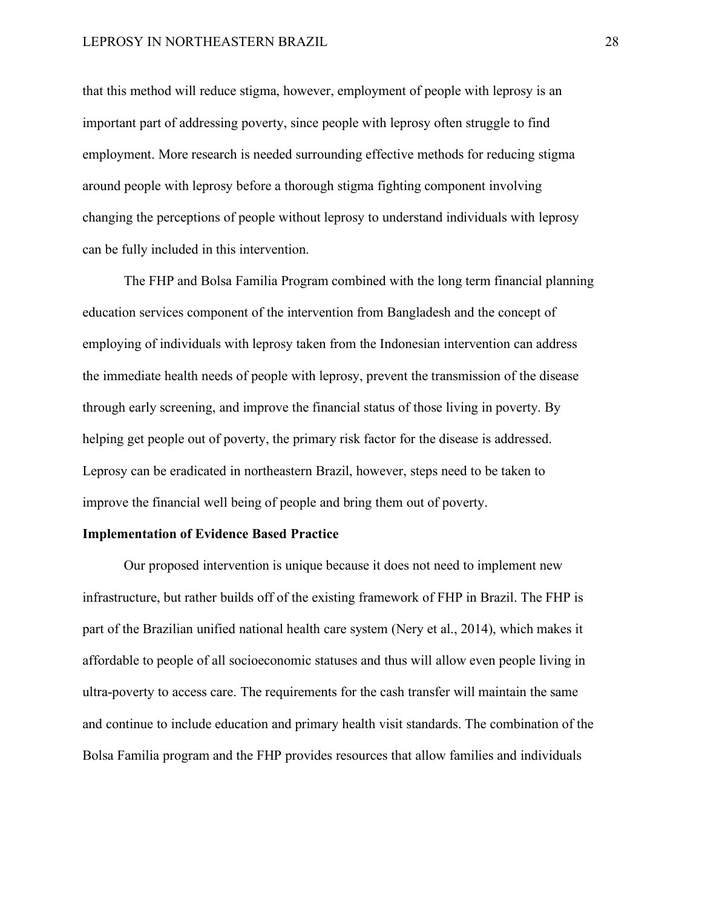that this method will reduce stigma, however, employment of people with leprosy is an important part of addressing poverty, since people with leprosy often struggle to find employment. More research is needed surrounding effective methods for reducing stigma around people with leprosy before a thorough stigma fighting component involving changing the perceptions of people without leprosy to understand individuals with leprosy can be fully included in this intervention.

The FHP and Bolsa Familia Program combined with the long term financial planning education services component of the intervention from Bangladesh and the concept of employing of individuals with leprosy taken from the Indonesian intervention can address the immediate health needs of people with leprosy, prevent the transmission of the disease through early screening, and improve the financial status of those living in poverty. By helping get people out of poverty, the primary risk factor for the disease is addressed. Leprosy can be eradicated in northeastern Brazil, however, steps need to be taken to improve the financial well being of people and bring them out of poverty.

**Implementation of Evidence Based Practice**

Our proposed intervention is unique because it does not need to implement new infrastructure, but rather builds off of the existing framework of FHP in Brazil. The FHP is part of the Brazilian unified national health care system (Nery et al., 2014), which makes it affordable to people of all socioeconomic statuses and thus will allow even people living in ultra-poverty to access care. The requirements for the cash transfer will maintain the same and continue to include education and primary health visit standards. The combination of the Bolsa Familia program and the FHP provides resources that allow families and individuals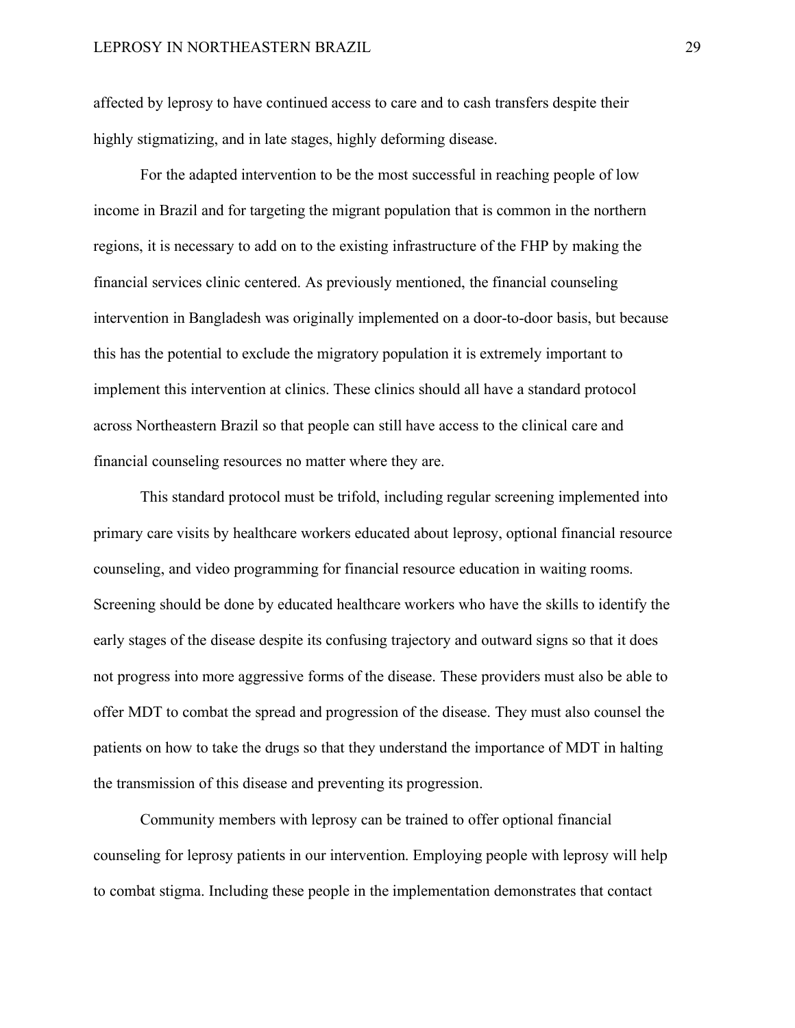affected by leprosy to have continued access to care and to cash transfers despite their highly stigmatizing, and in late stages, highly deforming disease.

For the adapted intervention to be the most successful in reaching people of low income in Brazil and for targeting the migrant population that is common in the northern regions, it is necessary to add on to the existing infrastructure of the FHP by making the financial services clinic centered. As previously mentioned, the financial counseling intervention in Bangladesh was originally implemented on a door-to-door basis, but because this has the potential to exclude the migratory population it is extremely important to implement this intervention at clinics. These clinics should all have a standard protocol across Northeastern Brazil so that people can still have access to the clinical care and financial counseling resources no matter where they are.

This standard protocol must be trifold, including regular screening implemented into primary care visits by healthcare workers educated about leprosy, optional financial resource counseling, and video programming for financial resource education in waiting rooms. Screening should be done by educated healthcare workers who have the skills to identify the early stages of the disease despite its confusing trajectory and outward signs so that it does not progress into more aggressive forms of the disease. These providers must also be able to offer MDT to combat the spread and progression of the disease. They must also counsel the patients on how to take the drugs so that they understand the importance of MDT in halting the transmission of this disease and preventing its progression.

Community members with leprosy can be trained to offer optional financial counseling for leprosy patients in our intervention. Employing people with leprosy will help to combat stigma. Including these people in the implementation demonstrates that contact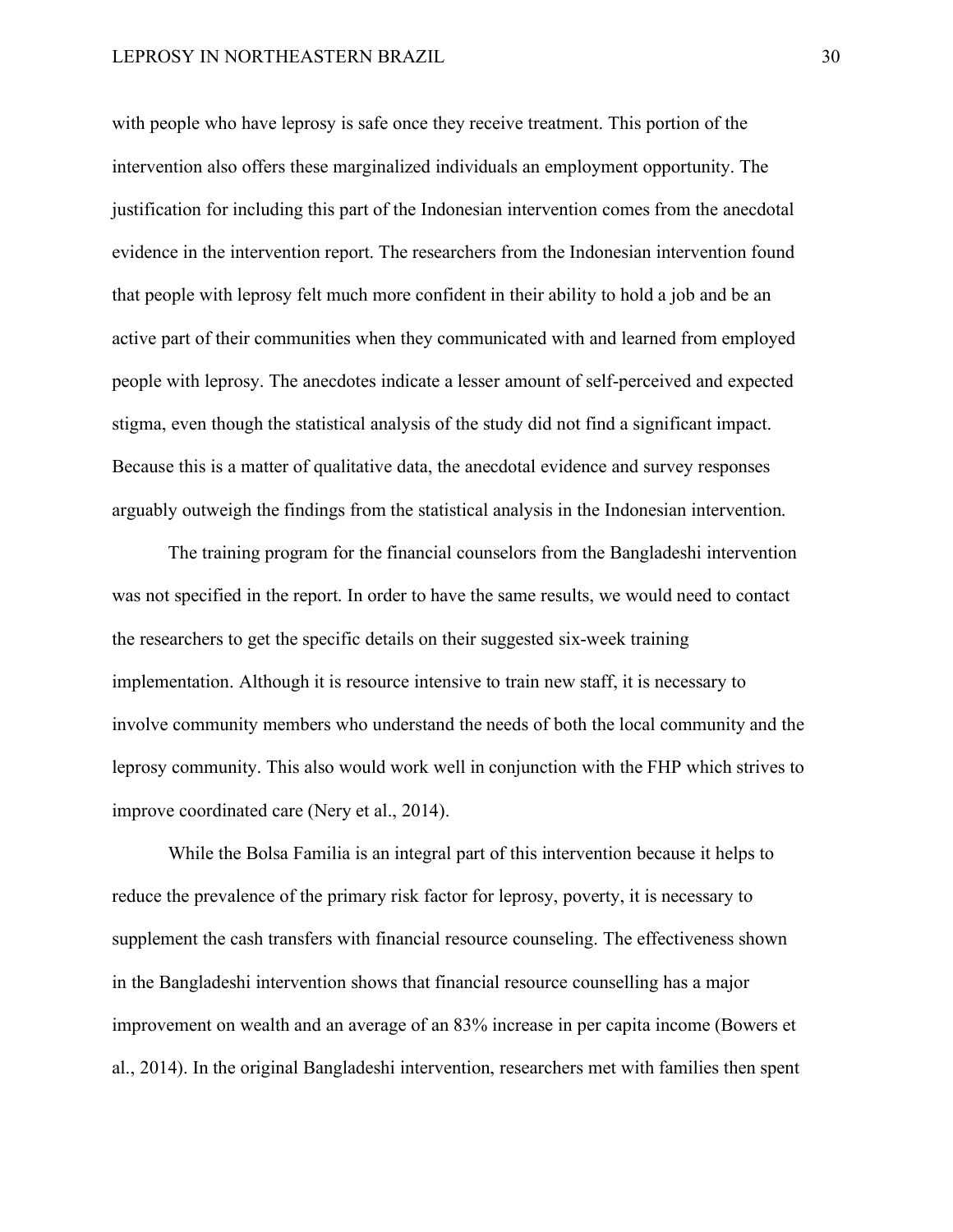with people who have leprosy is safe once they receive treatment. This portion of the intervention also offers these marginalized individuals an employment opportunity. The justification for including this part of the Indonesian intervention comes from the anecdotal evidence in the intervention report. The researchers from the Indonesian intervention found that people with leprosy felt much more confident in their ability to hold a job and be an active part of their communities when they communicated with and learned from employed people with leprosy. The anecdotes indicate a lesser amount of self-perceived and expected stigma, even though the statistical analysis of the study did not find a significant impact. Because this is a matter of qualitative data, the anecdotal evidence and survey responses arguably outweigh the findings from the statistical analysis in the Indonesian intervention.

The training program for the financial counselors from the Bangladeshi intervention was not specified in the report. In order to have the same results, we would need to contact the researchers to get the specific details on their suggested six-week training implementation. Although it is resource intensive to train new staff, it is necessary to involve community members who understand the needs of both the local community and the leprosy community. This also would work well in conjunction with the FHP which strives to improve coordinated care (Nery et al., 2014).

While the Bolsa Familia is an integral part of this intervention because it helps to reduce the prevalence of the primary risk factor for leprosy, poverty, it is necessary to supplement the cash transfers with financial resource counseling. The effectiveness shown in the Bangladeshi intervention shows that financial resource counselling has a major improvement on wealth and an average of an 83% increase in per capita income (Bowers et al., 2014). In the original Bangladeshi intervention, researchers met with families then spent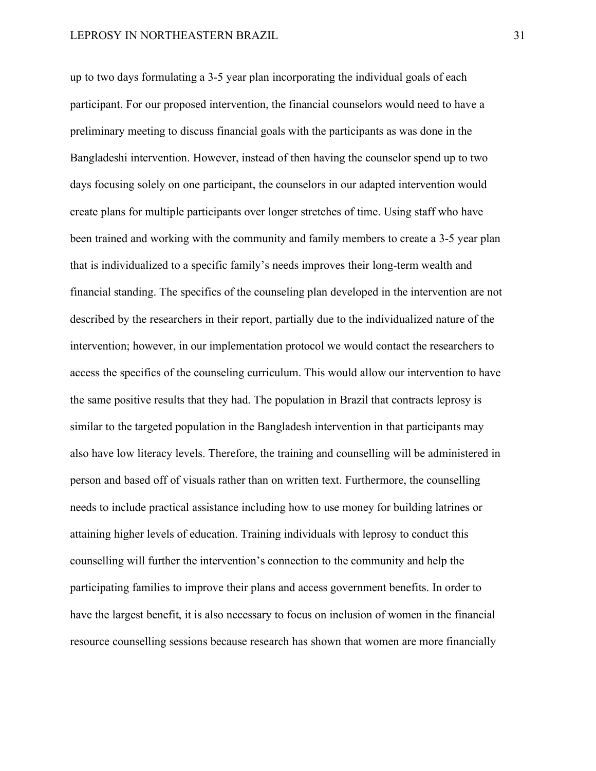up to two days formulating a 3-5 year plan incorporating the individual goals of each participant. For our proposed intervention, the financial counselors would need to have a preliminary meeting to discuss financial goals with the participants as was done in the Bangladeshi intervention. However, instead of then having the counselor spend up to two days focusing solely on one participant, the counselors in our adapted intervention would create plans for multiple participants over longer stretches of time. Using staff who have been trained and working with the community and family members to create a 3-5 year plan that is individualized to a specific family's needs improves their long-term wealth and financial standing. The specifics of the counseling plan developed in the intervention are not described by the researchers in their report, partially due to the individualized nature of the intervention; however, in our implementation protocol we would contact the researchers to access the specifics of the counseling curriculum. This would allow our intervention to have the same positive results that they had. The population in Brazil that contracts leprosy is similar to the targeted population in the Bangladesh intervention in that participants may also have low literacy levels. Therefore, the training and counselling will be administered in person and based off of visuals rather than on written text. Furthermore, the counselling needs to include practical assistance including how to use money for building latrines or attaining higher levels of education. Training individuals with leprosy to conduct this counselling will further the intervention's connection to the community and help the participating families to improve their plans and access government benefits. In order to have the largest benefit, it is also necessary to focus on inclusion of women in the financial resource counselling sessions because research has shown that women are more financially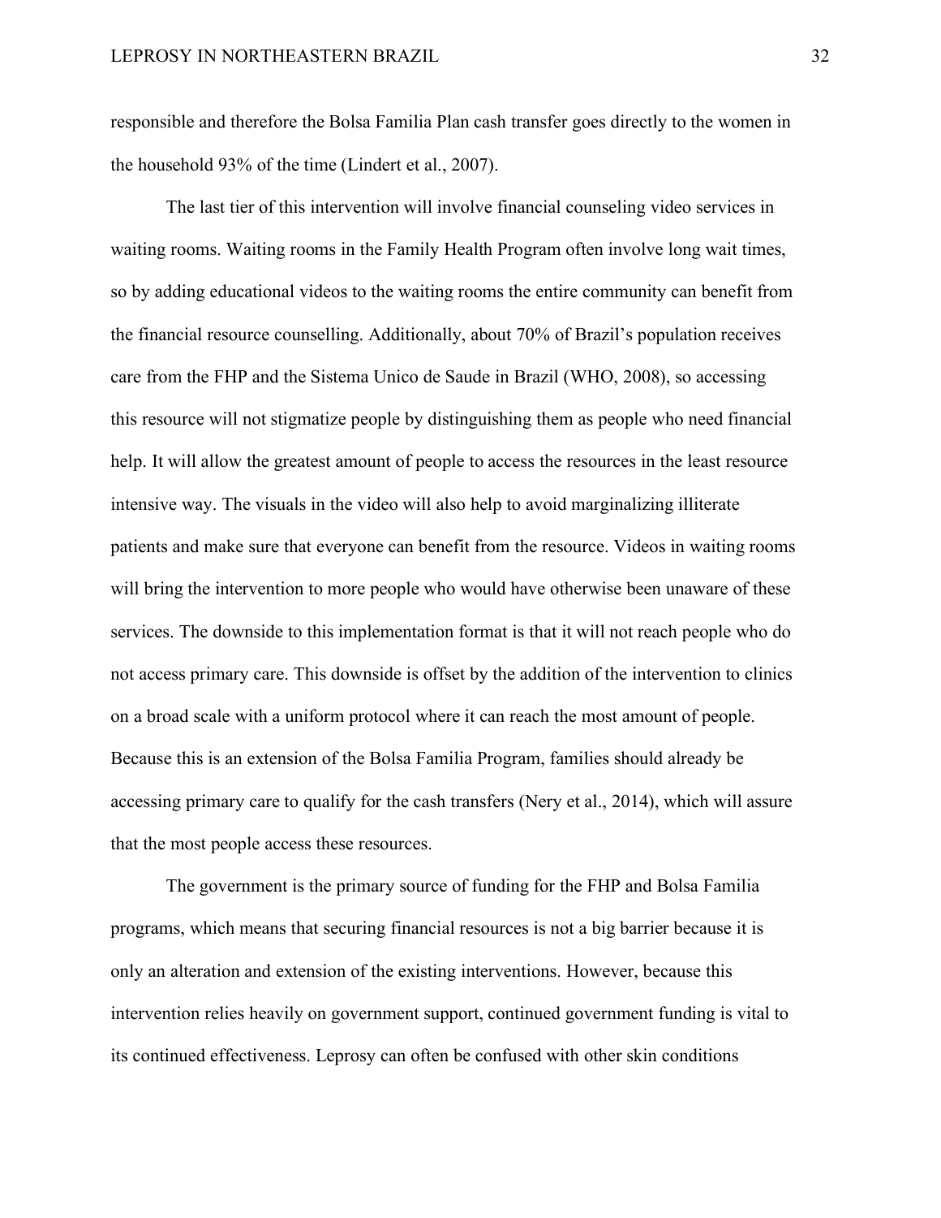responsible and therefore the Bolsa Familia Plan cash transfer goes directly to the women in the household 93% of the time (Lindert et al., 2007).

The last tier of this intervention will involve financial counseling video services in waiting rooms. Waiting rooms in the Family Health Program often involve long wait times, so by adding educational videos to the waiting rooms the entire community can benefit from the financial resource counselling. Additionally, about 70% of Brazil's population receives care from the FHP and the Sistema Unico de Saude in Brazil (WHO, 2008), so accessing this resource will not stigmatize people by distinguishing them as people who need financial help. It will allow the greatest amount of people to access the resources in the least resource intensive way. The visuals in the video will also help to avoid marginalizing illiterate patients and make sure that everyone can benefit from the resource. Videos in waiting rooms will bring the intervention to more people who would have otherwise been unaware of these services. The downside to this implementation format is that it will not reach people who do not access primary care. This downside is offset by the addition of the intervention to clinics on a broad scale with a uniform protocol where it can reach the most amount of people. Because this is an extension of the Bolsa Familia Program, families should already be accessing primary care to qualify for the cash transfers (Nery et al., 2014), which will assure that the most people access these resources.

The government is the primary source of funding for the FHP and Bolsa Familia programs, which means that securing financial resources is not a big barrier because it is only an alteration and extension of the existing interventions. However, because this intervention relies heavily on government support, continued government funding is vital to its continued effectiveness. Leprosy can often be confused with other skin conditions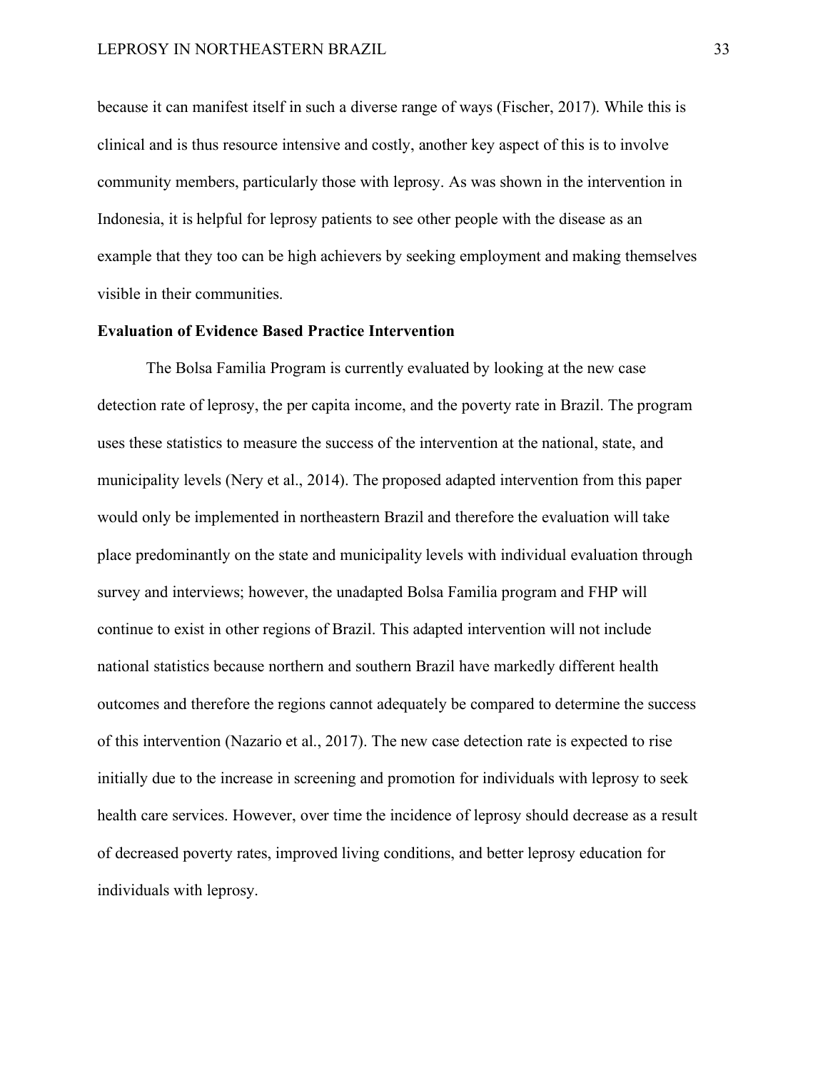because it can manifest itself in such a diverse range of ways (Fischer, 2017). While this is clinical and is thus resource intensive and costly, another key aspect of this is to involve community members, particularly those with leprosy. As was shown in the intervention in Indonesia, it is helpful for leprosy patients to see other people with the disease as an example that they too can be high achievers by seeking employment and making themselves visible in their communities.

**Evaluation of Evidence Based Practice Intervention**

The Bolsa Familia Program is currently evaluated by looking at the new case detection rate of leprosy, the per capita income, and the poverty rate in Brazil. The program uses these statistics to measure the success of the intervention at the national, state, and municipality levels (Nery et al., 2014). The proposed adapted intervention from this paper would only be implemented in northeastern Brazil and therefore the evaluation will take place predominantly on the state and municipality levels with individual evaluation through survey and interviews; however, the unadapted Bolsa Familia program and FHP will continue to exist in other regions of Brazil. This adapted intervention will not include national statistics because northern and southern Brazil have markedly different health outcomes and therefore the regions cannot adequately be compared to determine the success of this intervention (Nazario et al., 2017). The new case detection rate is expected to rise initially due to the increase in screening and promotion for individuals with leprosy to seek health care services. However, over time the incidence of leprosy should decrease as a result of decreased poverty rates, improved living conditions, and better leprosy education for individuals with leprosy.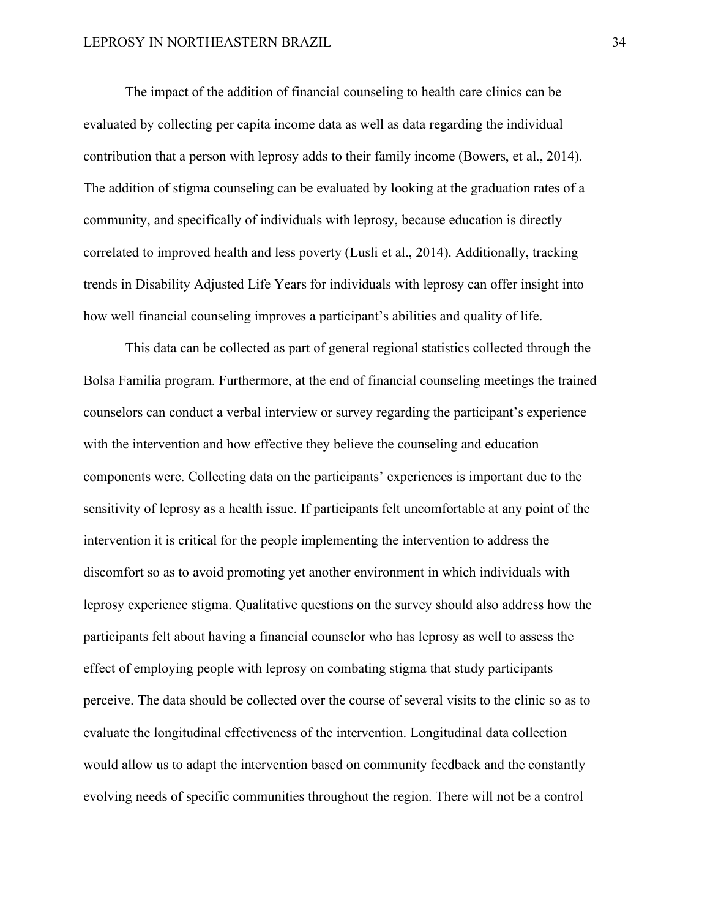The impact of the addition of financial counseling to health care clinics can be evaluated by collecting per capita income data as well as data regarding the individual contribution that a person with leprosy adds to their family income (Bowers, et al., 2014). The addition of stigma counseling can be evaluated by looking at the graduation rates of a community, and specifically of individuals with leprosy, because education is directly correlated to improved health and less poverty (Lusli et al., 2014). Additionally, tracking trends in Disability Adjusted Life Years for individuals with leprosy can offer insight into how well financial counseling improves a participant's abilities and quality of life.

This data can be collected as part of general regional statistics collected through the Bolsa Familia program. Furthermore, at the end of financial counseling meetings the trained counselors can conduct a verbal interview or survey regarding the participant's experience with the intervention and how effective they believe the counseling and education components were. Collecting data on the participants' experiences is important due to the sensitivity of leprosy as a health issue. If participants felt uncomfortable at any point of the intervention it is critical for the people implementing the intervention to address the discomfort so as to avoid promoting yet another environment in which individuals with leprosy experience stigma. Qualitative questions on the survey should also address how the participants felt about having a financial counselor who has leprosy as well to assess the effect of employing people with leprosy on combating stigma that study participants perceive. The data should be collected over the course of several visits to the clinic so as to evaluate the longitudinal effectiveness of the intervention. Longitudinal data collection would allow us to adapt the intervention based on community feedback and the constantly evolving needs of specific communities throughout the region. There will not be a control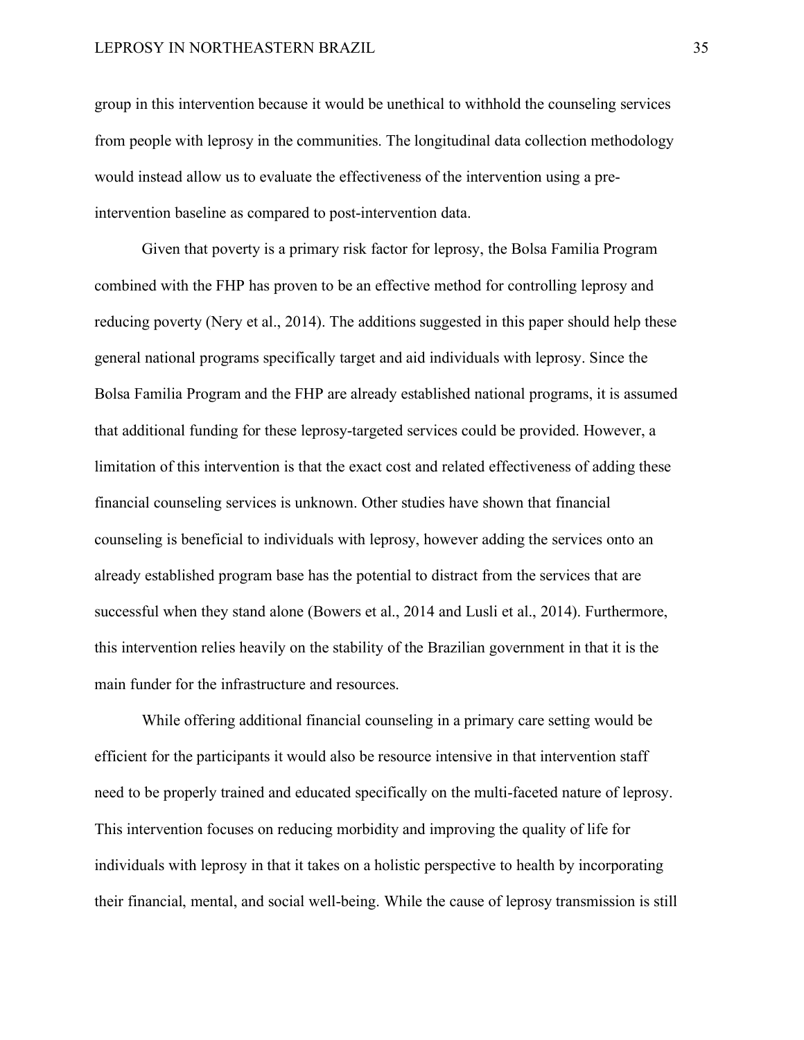group in this intervention because it would be unethical to withhold the counseling services from people with leprosy in the communities. The longitudinal data collection methodology would instead allow us to evaluate the effectiveness of the intervention using a pre-intervention baseline as compared to post-intervention data.

Given that poverty is a primary risk factor for leprosy, the Bolsa Familia Program combined with the FHP has proven to be an effective method for controlling leprosy and reducing poverty (Nery et al., 2014). The additions suggested in this paper should help these general national programs specifically target and aid individuals with leprosy. Since the Bolsa Familia Program and the FHP are already established national programs, it is assumed that additional funding for these leprosy-targeted services could be provided. However, a limitation of this intervention is that the exact cost and related effectiveness of adding these financial counseling services is unknown. Other studies have shown that financial counseling is beneficial to individuals with leprosy, however adding the services onto an already established program base has the potential to distract from the services that are successful when they stand alone (Bowers et al., 2014 and Lusli et al., 2014). Furthermore, this intervention relies heavily on the stability of the Brazilian government in that it is the main funder for the infrastructure and resources.

While offering additional financial counseling in a primary care setting would be efficient for the participants it would also be resource intensive in that intervention staff need to be properly trained and educated specifically on the multi-faceted nature of leprosy. This intervention focuses on reducing morbidity and improving the quality of life for individuals with leprosy in that it takes on a holistic perspective to health by incorporating their financial, mental, and social well-being. While the cause of leprosy transmission is still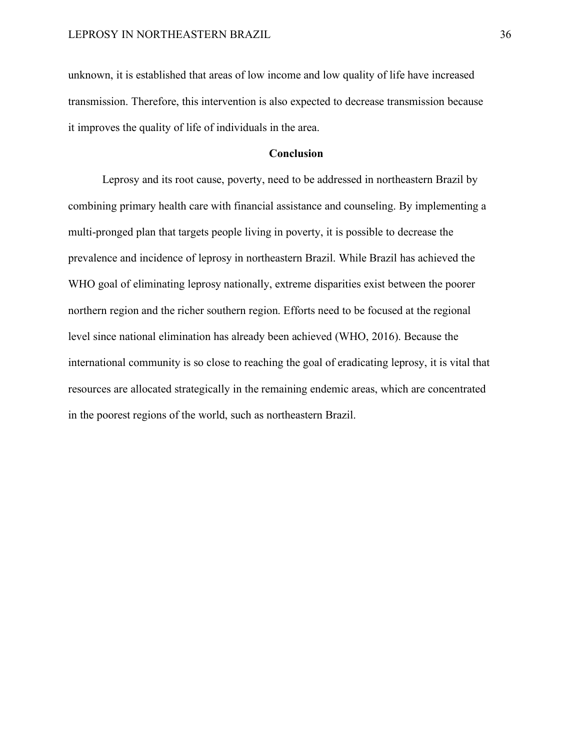unknown, it is established that areas of low income and low quality of life have increased transmission. Therefore, this intervention is also expected to decrease transmission because it improves the quality of life of individuals in the area.

## Conclusion

Leprosy and its root cause, poverty, need to be addressed in northeastern Brazil by combining primary health care with financial assistance and counseling. By implementing a multi-pronged plan that targets people living in poverty, it is possible to decrease the prevalence and incidence of leprosy in northeastern Brazil. While Brazil has achieved the WHO goal of eliminating leprosy nationally, extreme disparities exist between the poorer northern region and the richer southern region. Efforts need to be focused at the regional level since national elimination has already been achieved (WHO, 2016). Because the international community is so close to reaching the goal of eradicating leprosy, it is vital that resources are allocated strategically in the remaining endemic areas, which are concentrated in the poorest regions of the world, such as northeastern Brazil.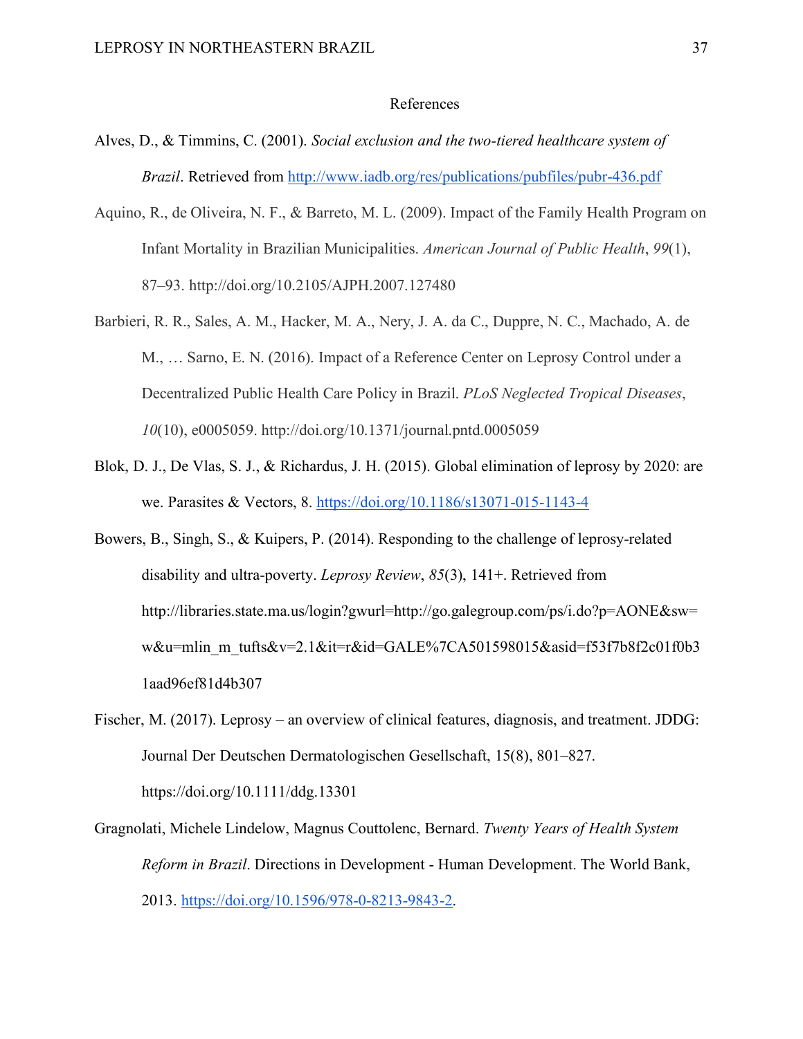# References

Alves, D., & Timmins, C. (2001). *Social exclusion and the two-tiered healthcare system of Brazil*. Retrieved from http://www.iadb.org/res/publications/pubfiles/pubr-436.pdf

Aquino, R., de Oliveira, N. F., & Barreto, M. L. (2009). Impact of the Family Health Program on Infant Mortality in Brazilian Municipalities. *American Journal of Public Health*, *99*(1), 87–93. http://doi.org/10.2105/AJPH.2007.127480

Barbieri, R. R., Sales, A. M., Hacker, M. A., Nery, J. A. da C., Duppre, N. C., Machado, A. de M., … Sarno, E. N. (2016). Impact of a Reference Center on Leprosy Control under a Decentralized Public Health Care Policy in Brazil. *PLoS Neglected Tropical Diseases*, *10*(10), e0005059. http://doi.org/10.1371/journal.pntd.0005059

Blok, D. J., De Vlas, S. J., & Richardus, J. H. (2015). Global elimination of leprosy by 2020: are we. Parasites & Vectors, 8. https://doi.org/10.1186/s13071-015-1143-4

Bowers, B., Singh, S., & Kuipers, P. (2014). Responding to the challenge of leprosy-related disability and ultra-poverty. *Leprosy Review*, *85*(3), 141+. Retrieved from http://libraries.state.ma.us/login?gwurl=http://go.galegroup.com/ps/i.do?p=AONE&sw=w&u=mlin_m_tufts&v=2.1&it=r&id=GALE%7CA501598015&asid=f53f7b8f2c01f0b31aad96ef81d4b307

Fischer, M. (2017). Leprosy – an overview of clinical features, diagnosis, and treatment. JDDG: Journal Der Deutschen Dermatologischen Gesellschaft, 15(8), 801–827. https://doi.org/10.1111/ddg.13301

Gragnolati, Michele Lindelow, Magnus Couttolenc, Bernard. *Twenty Years of Health System Reform in Brazil*. Directions in Development - Human Development. The World Bank, 2013. https://doi.org/10.1596/978-0-8213-9843-2.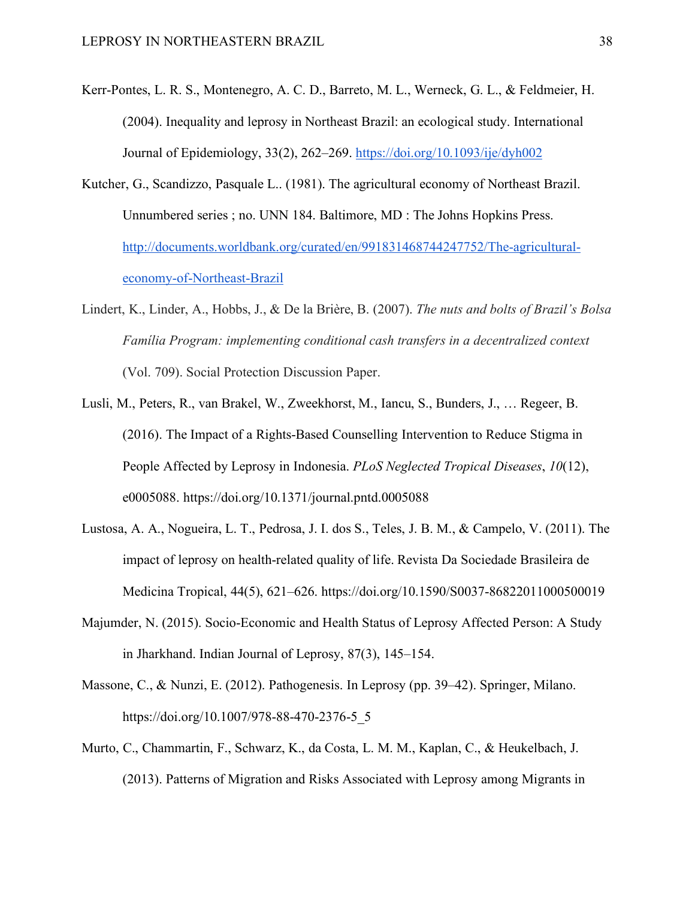Kerr-Pontes, L. R. S., Montenegro, A. C. D., Barreto, M. L., Werneck, G. L., & Feldmeier, H. (2004). Inequality and leprosy in Northeast Brazil: an ecological study. International Journal of Epidemiology, 33(2), 262–269. https://doi.org/10.1093/ije/dyh002

Kutcher, G., Scandizzo, Pasquale L.. (1981). The agricultural economy of Northeast Brazil. Unnumbered series ; no. UNN 184. Baltimore, MD : The Johns Hopkins Press. http://documents.worldbank.org/curated/en/991831468744247752/The-agricultural-economy-of-Northeast-Brazil

Lindert, K., Linder, A., Hobbs, J., & De la Brière, B. (2007). *The nuts and bolts of Brazil's Bolsa Família Program: implementing conditional cash transfers in a decentralized context* (Vol. 709). Social Protection Discussion Paper.

Lusli, M., Peters, R., van Brakel, W., Zweekhorst, M., Iancu, S., Bunders, J., … Regeer, B. (2016). The Impact of a Rights-Based Counselling Intervention to Reduce Stigma in People Affected by Leprosy in Indonesia. *PLoS Neglected Tropical Diseases*, *10*(12), e0005088. https://doi.org/10.1371/journal.pntd.0005088

Lustosa, A. A., Nogueira, L. T., Pedrosa, J. I. dos S., Teles, J. B. M., & Campelo, V. (2011). The impact of leprosy on health-related quality of life. Revista Da Sociedade Brasileira de Medicina Tropical, 44(5), 621–626. https://doi.org/10.1590/S0037-86822011000500019

Majumder, N. (2015). Socio-Economic and Health Status of Leprosy Affected Person: A Study in Jharkhand. Indian Journal of Leprosy, 87(3), 145–154.

Massone, C., & Nunzi, E. (2012). Pathogenesis. In Leprosy (pp. 39–42). Springer, Milano. https://doi.org/10.1007/978-88-470-2376-5_5

Murto, C., Chammartin, F., Schwarz, K., da Costa, L. M. M., Kaplan, C., & Heukelbach, J. (2013). Patterns of Migration and Risks Associated with Leprosy among Migrants in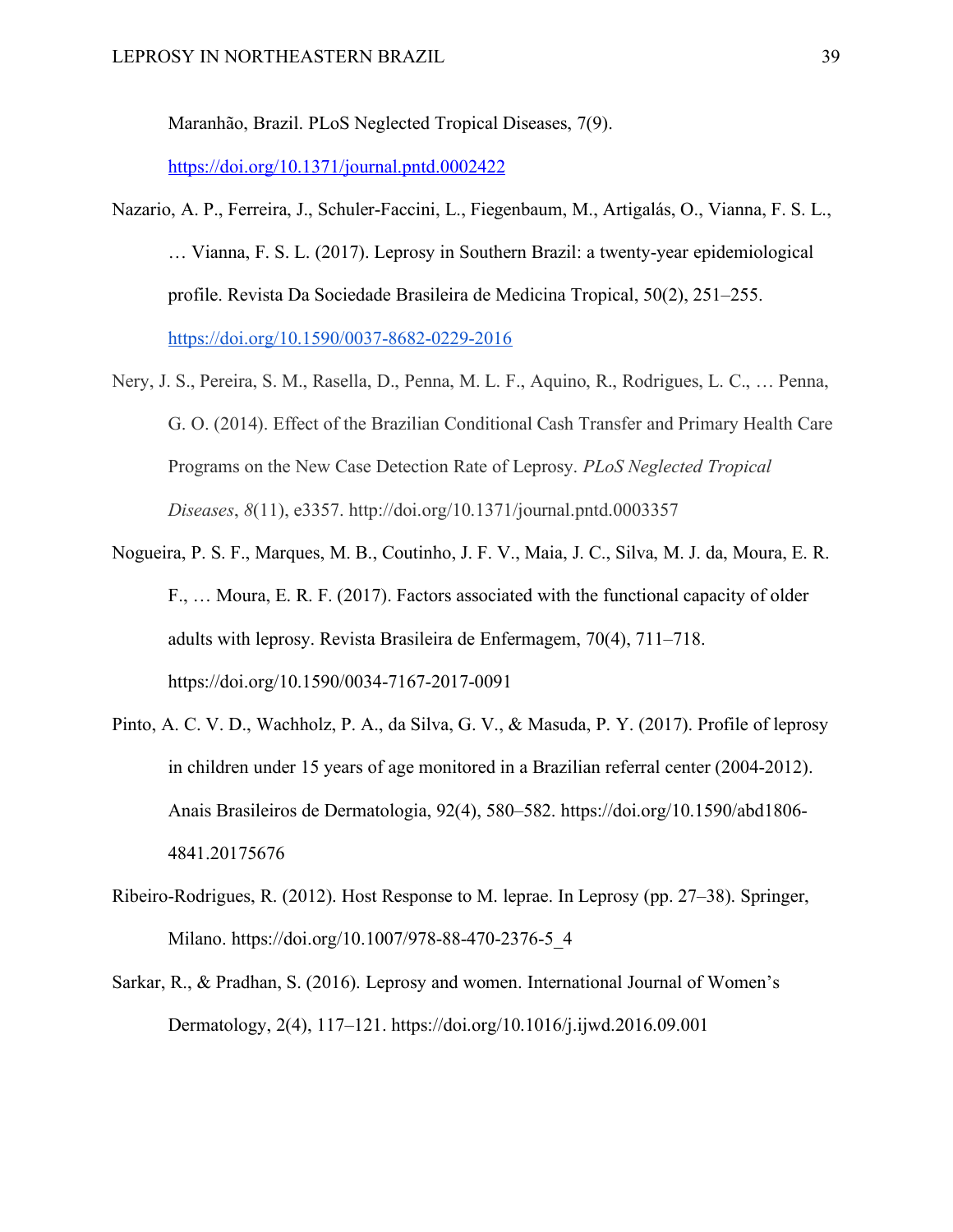Maranhão, Brazil. PLoS Neglected Tropical Diseases, 7(9). https://doi.org/10.1371/journal.pntd.0002422

Nazario, A. P., Ferreira, J., Schuler-Faccini, L., Fiegenbaum, M., Artigalás, O., Vianna, F. S. L., … Vianna, F. S. L. (2017). Leprosy in Southern Brazil: a twenty-year epidemiological profile. Revista Da Sociedade Brasileira de Medicina Tropical, 50(2), 251–255. https://doi.org/10.1590/0037-8682-0229-2016

Nery, J. S., Pereira, S. M., Rasella, D., Penna, M. L. F., Aquino, R., Rodrigues, L. C., … Penna, G. O. (2014). Effect of the Brazilian Conditional Cash Transfer and Primary Health Care Programs on the New Case Detection Rate of Leprosy. *PLoS Neglected Tropical Diseases*, *8*(11), e3357. http://doi.org/10.1371/journal.pntd.0003357

Nogueira, P. S. F., Marques, M. B., Coutinho, J. F. V., Maia, J. C., Silva, M. J. da, Moura, E. R. F., … Moura, E. R. F. (2017). Factors associated with the functional capacity of older adults with leprosy. Revista Brasileira de Enfermagem, 70(4), 711–718. https://doi.org/10.1590/0034-7167-2017-0091

Pinto, A. C. V. D., Wachholz, P. A., da Silva, G. V., & Masuda, P. Y. (2017). Profile of leprosy in children under 15 years of age monitored in a Brazilian referral center (2004-2012). Anais Brasileiros de Dermatologia, 92(4), 580–582. https://doi.org/10.1590/abd1806-4841.20175676

Ribeiro-Rodrigues, R. (2012). Host Response to M. leprae. In Leprosy (pp. 27–38). Springer, Milano. https://doi.org/10.1007/978-88-470-2376-5_4

Sarkar, R., & Pradhan, S. (2016). Leprosy and women. International Journal of Women's Dermatology, 2(4), 117–121. https://doi.org/10.1016/j.ijwd.2016.09.001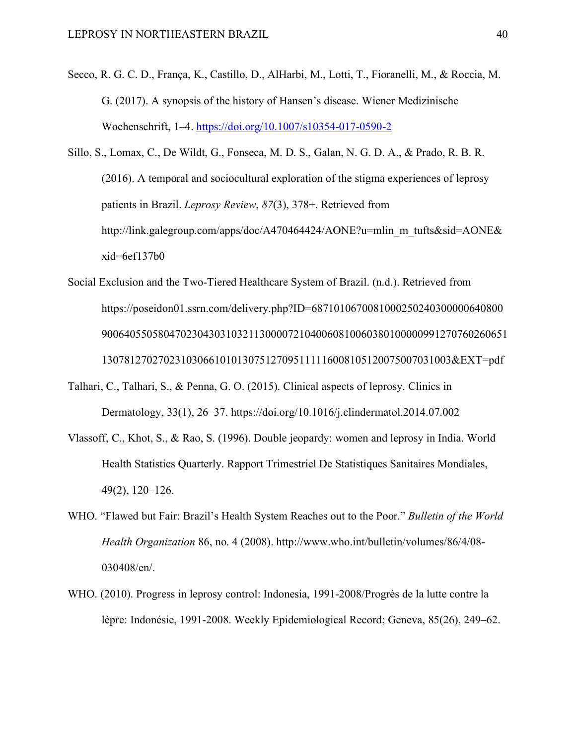Secco, R. G. C. D., França, K., Castillo, D., AlHarbi, M., Lotti, T., Fioranelli, M., & Roccia, M. G. (2017). A synopsis of the history of Hansen's disease. Wiener Medizinische Wochenschrift, 1–4. https://doi.org/10.1007/s10354-017-0590-2

Sillo, S., Lomax, C., De Wildt, G., Fonseca, M. D. S., Galan, N. G. D. A., & Prado, R. B. R. (2016). A temporal and sociocultural exploration of the stigma experiences of leprosy patients in Brazil. *Leprosy Review*, *87*(3), 378+. Retrieved from http://link.galegroup.com/apps/doc/A470464424/AONE?u=mlin_m_tufts&sid=AONE&xid=6ef137b0

Social Exclusion and the Two-Tiered Healthcare System of Brazil. (n.d.). Retrieved from https://poseidon01.ssrn.com/delivery.php?ID=687101067008100025024030000064080090064055058047023043031032113000072104006081006038010000099127076026065113078127027023103066101013075127095111116008105120075007031003&EXT=pdf

Talhari, C., Talhari, S., & Penna, G. O. (2015). Clinical aspects of leprosy. Clinics in Dermatology, 33(1), 26–37. https://doi.org/10.1016/j.clindermatol.2014.07.002

Vlassoff, C., Khot, S., & Rao, S. (1996). Double jeopardy: women and leprosy in India. World Health Statistics Quarterly. Rapport Trimestriel De Statistiques Sanitaires Mondiales, 49(2), 120–126.

WHO. "Flawed but Fair: Brazil's Health System Reaches out to the Poor." *Bulletin of the World Health Organization* 86, no. 4 (2008). http://www.who.int/bulletin/volumes/86/4/08-030408/en/.

WHO. (2010). Progress in leprosy control: Indonesia, 1991-2008/Progrès de la lutte contre la lèpre: Indonésie, 1991-2008. Weekly Epidemiological Record; Geneva, 85(26), 249–62.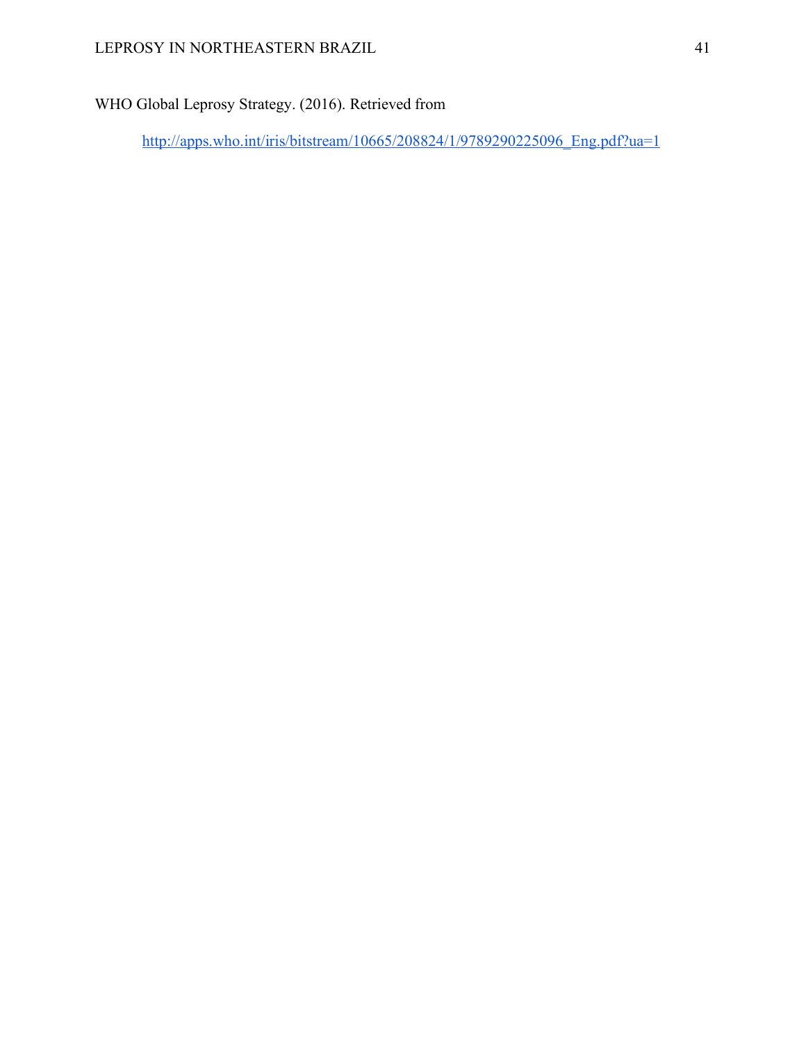WHO Global Leprosy Strategy. (2016). Retrieved from

http://apps.who.int/iris/bitstream/10665/208824/1/9789290225096_Eng.pdf?ua=1